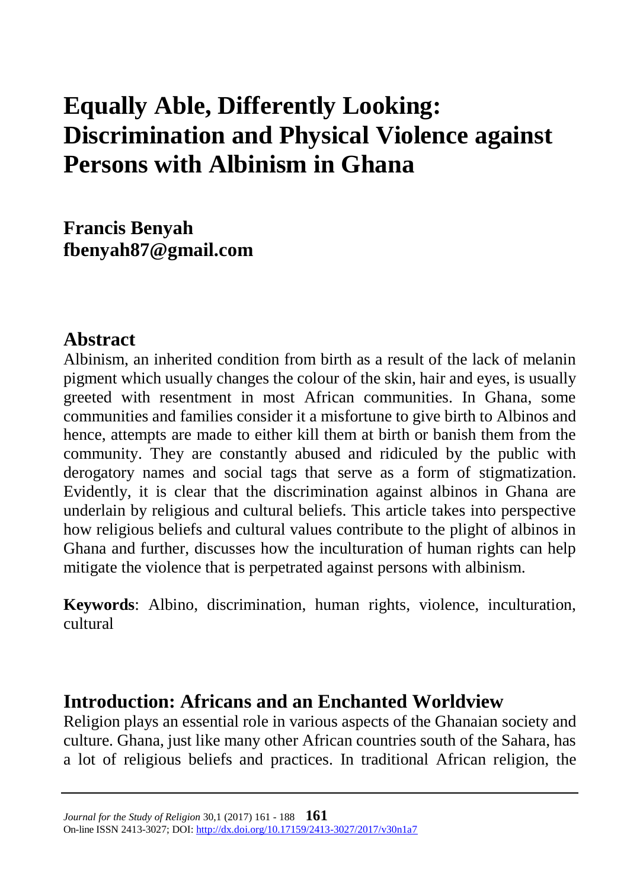# Equally Able, Differently Looking: Discrimination and Physical Violence against Persons with Albinism in Ghana

**Francis Benyah**
**fbenyah87@gmail.com**

## Abstract

Albinism, an inherited condition from birth as a result of the lack of melanin pigment which usually changes the colour of the skin, hair and eyes, is usually greeted with resentment in most African communities. In Ghana, some communities and families consider it a misfortune to give birth to Albinos and hence, attempts are made to either kill them at birth or banish them from the community. They are constantly abused and ridiculed by the public with derogatory names and social tags that serve as a form of stigmatization. Evidently, it is clear that the discrimination against albinos in Ghana are underlain by religious and cultural beliefs. This article takes into perspective how religious beliefs and cultural values contribute to the plight of albinos in Ghana and further, discusses how the inculturation of human rights can help mitigate the violence that is perpetrated against persons with albinism.

**Keywords**: Albino, discrimination, human rights, violence, inculturation, cultural

## Introduction: Africans and an Enchanted Worldview

Religion plays an essential role in various aspects of the Ghanaian society and culture. Ghana, just like many other African countries south of the Sahara, has a lot of religious beliefs and practices. In traditional African religion, the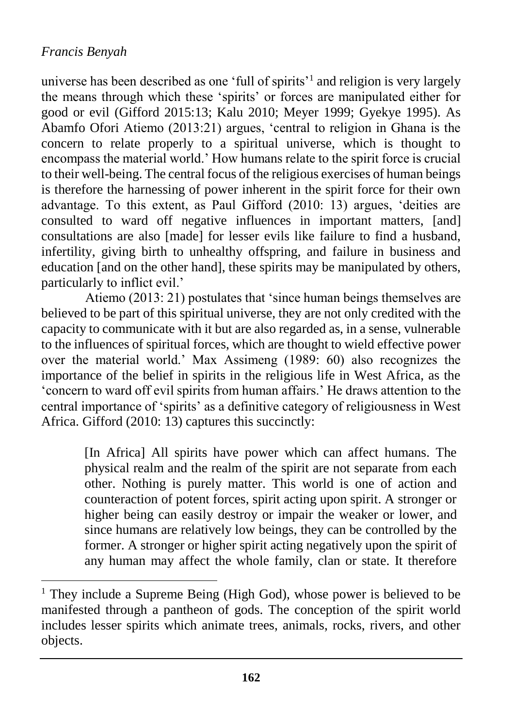universe has been described as one 'full of spirits'[1] and religion is very largely the means through which these 'spirits' or forces are manipulated either for good or evil (Gifford 2015:13; Kalu 2010; Meyer 1999; Gyekye 1995). As Abamfo Ofori Atiemo (2013:21) argues, 'central to religion in Ghana is the concern to relate properly to a spiritual universe, which is thought to encompass the material world.' How humans relate to the spirit force is crucial to their well-being. The central focus of the religious exercises of human beings is therefore the harnessing of power inherent in the spirit force for their own advantage. To this extent, as Paul Gifford (2010: 13) argues, 'deities are consulted to ward off negative influences in important matters, [and] consultations are also [made] for lesser evils like failure to find a husband, infertility, giving birth to unhealthy offspring, and failure in business and education [and on the other hand], these spirits may be manipulated by others, particularly to inflict evil.'

Atiemo (2013: 21) postulates that 'since human beings themselves are believed to be part of this spiritual universe, they are not only credited with the capacity to communicate with it but are also regarded as, in a sense, vulnerable to the influences of spiritual forces, which are thought to wield effective power over the material world.' Max Assimeng (1989: 60) also recognizes the importance of the belief in spirits in the religious life in West Africa, as the 'concern to ward off evil spirits from human affairs.' He draws attention to the central importance of 'spirits' as a definitive category of religiousness in West Africa. Gifford (2010: 13) captures this succinctly:

> [In Africa] All spirits have power which can affect humans. The physical realm and the realm of the spirit are not separate from each other. Nothing is purely matter. This world is one of action and counteraction of potent forces, spirit acting upon spirit. A stronger or higher being can easily destroy or impair the weaker or lower, and since humans are relatively low beings, they can be controlled by the former. A stronger or higher spirit acting negatively upon the spirit of any human may affect the whole family, clan or state. It therefore

[1] They include a Supreme Being (High God), whose power is believed to be manifested through a pantheon of gods. The conception of the spirit world includes lesser spirits which animate trees, animals, rocks, rivers, and other objects.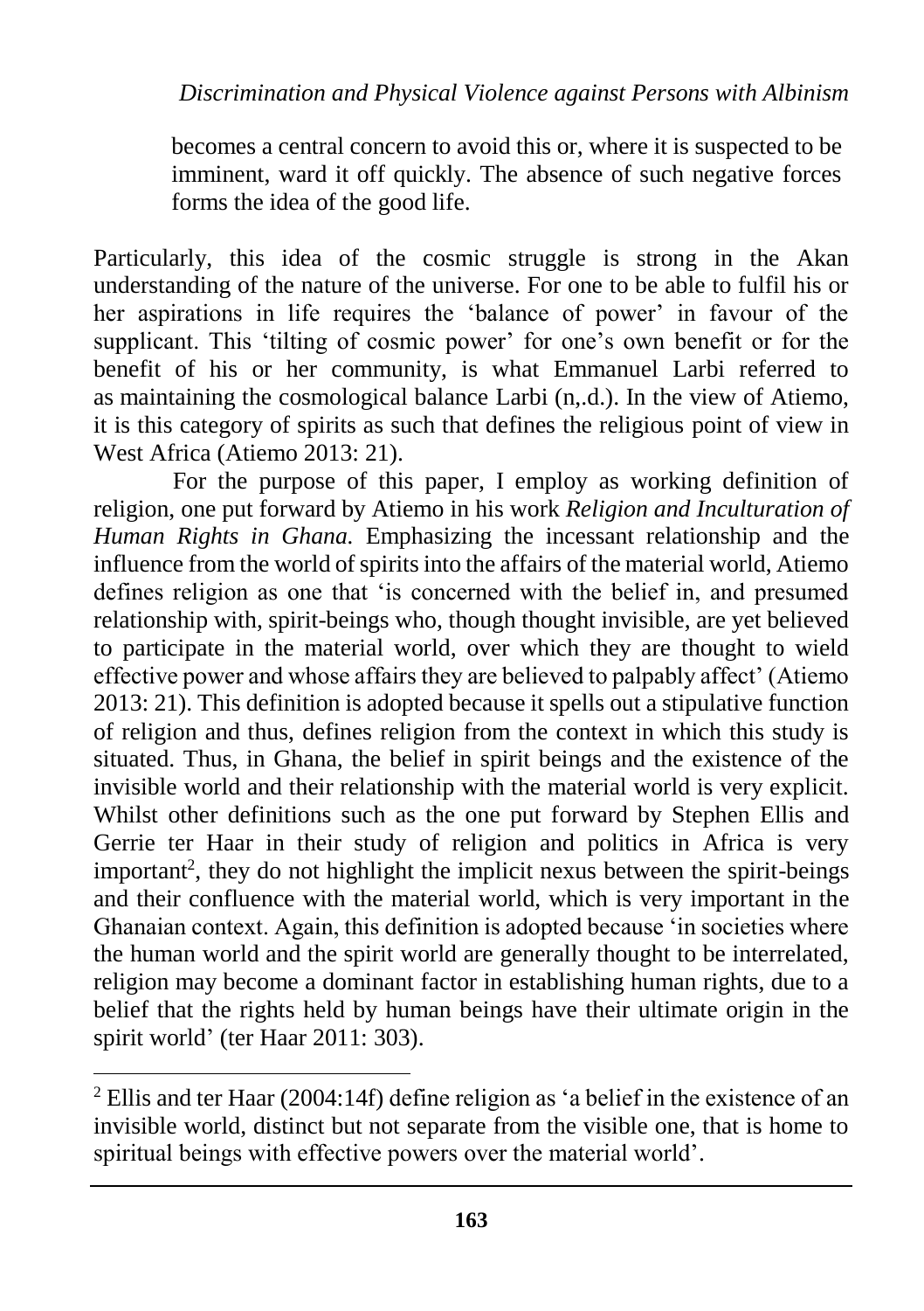> becomes a central concern to avoid this or, where it is suspected to be imminent, ward it off quickly. The absence of such negative forces forms the idea of the good life.

Particularly, this idea of the cosmic struggle is strong in the Akan understanding of the nature of the universe. For one to be able to fulfil his or her aspirations in life requires the 'balance of power' in favour of the supplicant. This 'tilting of cosmic power' for one's own benefit or for the benefit of his or her community, is what Emmanuel Larbi referred to as maintaining the cosmological balance Larbi (n,.d.). In the view of Atiemo, it is this category of spirits as such that defines the religious point of view in West Africa (Atiemo 2013: 21).

For the purpose of this paper, I employ as working definition of religion, one put forward by Atiemo in his work *Religion and Inculturation of Human Rights in Ghana.* Emphasizing the incessant relationship and the influence from the world of spirits into the affairs of the material world, Atiemo defines religion as one that 'is concerned with the belief in, and presumed relationship with, spirit-beings who, though thought invisible, are yet believed to participate in the material world, over which they are thought to wield effective power and whose affairs they are believed to palpably affect' (Atiemo 2013: 21). This definition is adopted because it spells out a stipulative function of religion and thus, defines religion from the context in which this study is situated. Thus, in Ghana, the belief in spirit beings and the existence of the invisible world and their relationship with the material world is very explicit. Whilst other definitions such as the one put forward by Stephen Ellis and Gerrie ter Haar in their study of religion and politics in Africa is very important[2], they do not highlight the implicit nexus between the spirit-beings and their confluence with the material world, which is very important in the Ghanaian context. Again, this definition is adopted because 'in societies where the human world and the spirit world are generally thought to be interrelated, religion may become a dominant factor in establishing human rights, due to a belief that the rights held by human beings have their ultimate origin in the spirit world' (ter Haar 2011: 303).

---

[2] Ellis and ter Haar (2004:14f) define religion as 'a belief in the existence of an invisible world, distinct but not separate from the visible one, that is home to spiritual beings with effective powers over the material world'.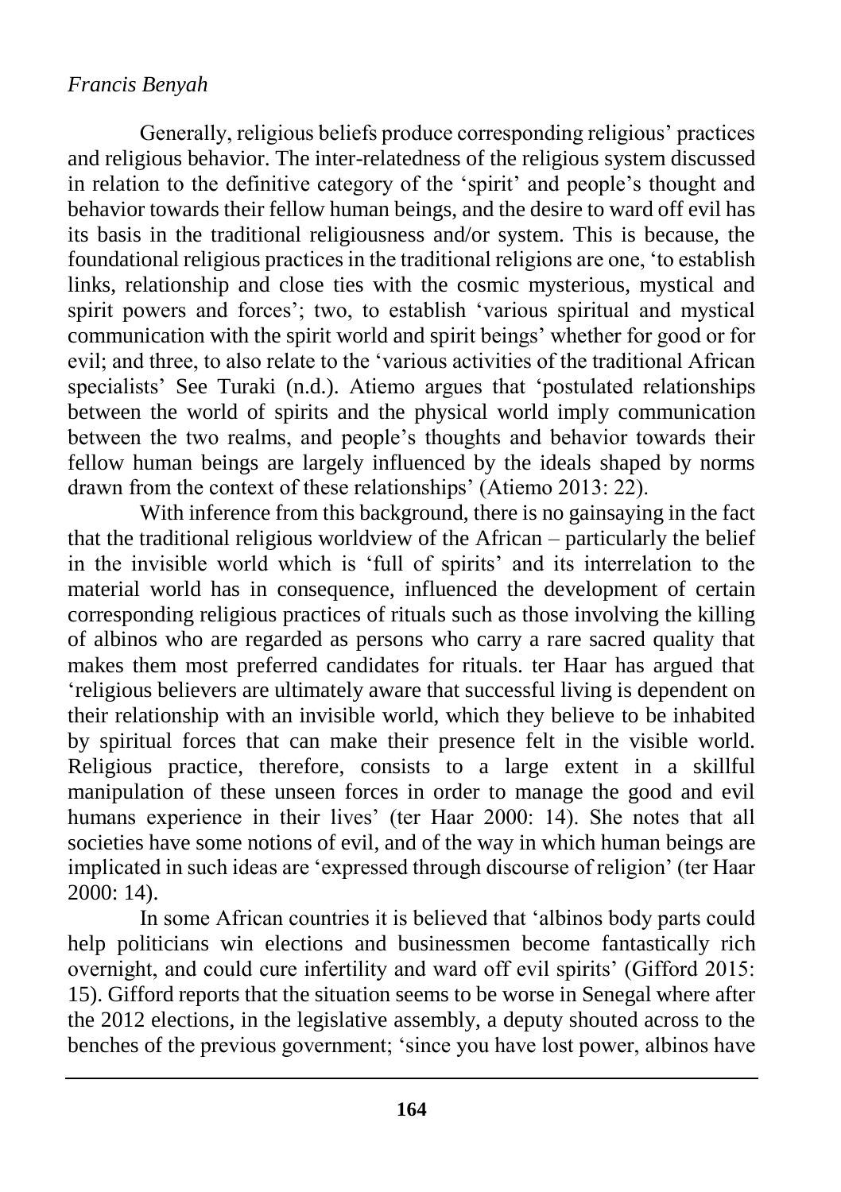Generally, religious beliefs produce corresponding religious' practices and religious behavior. The inter-relatedness of the religious system discussed in relation to the definitive category of the 'spirit' and people's thought and behavior towards their fellow human beings, and the desire to ward off evil has its basis in the traditional religiousness and/or system. This is because, the foundational religious practices in the traditional religions are one, 'to establish links, relationship and close ties with the cosmic mysterious, mystical and spirit powers and forces'; two, to establish 'various spiritual and mystical communication with the spirit world and spirit beings' whether for good or for evil; and three, to also relate to the 'various activities of the traditional African specialists' See Turaki (n.d.). Atiemo argues that 'postulated relationships between the world of spirits and the physical world imply communication between the two realms, and people's thoughts and behavior towards their fellow human beings are largely influenced by the ideals shaped by norms drawn from the context of these relationships' (Atiemo 2013: 22).

With inference from this background, there is no gainsaying in the fact that the traditional religious worldview of the African – particularly the belief in the invisible world which is 'full of spirits' and its interrelation to the material world has in consequence, influenced the development of certain corresponding religious practices of rituals such as those involving the killing of albinos who are regarded as persons who carry a rare sacred quality that makes them most preferred candidates for rituals. ter Haar has argued that 'religious believers are ultimately aware that successful living is dependent on their relationship with an invisible world, which they believe to be inhabited by spiritual forces that can make their presence felt in the visible world. Religious practice, therefore, consists to a large extent in a skillful manipulation of these unseen forces in order to manage the good and evil humans experience in their lives' (ter Haar 2000: 14). She notes that all societies have some notions of evil, and of the way in which human beings are implicated in such ideas are 'expressed through discourse of religion' (ter Haar 2000: 14).

In some African countries it is believed that 'albinos body parts could help politicians win elections and businessmen become fantastically rich overnight, and could cure infertility and ward off evil spirits' (Gifford 2015: 15). Gifford reports that the situation seems to be worse in Senegal where after the 2012 elections, in the legislative assembly, a deputy shouted across to the benches of the previous government; 'since you have lost power, albinos have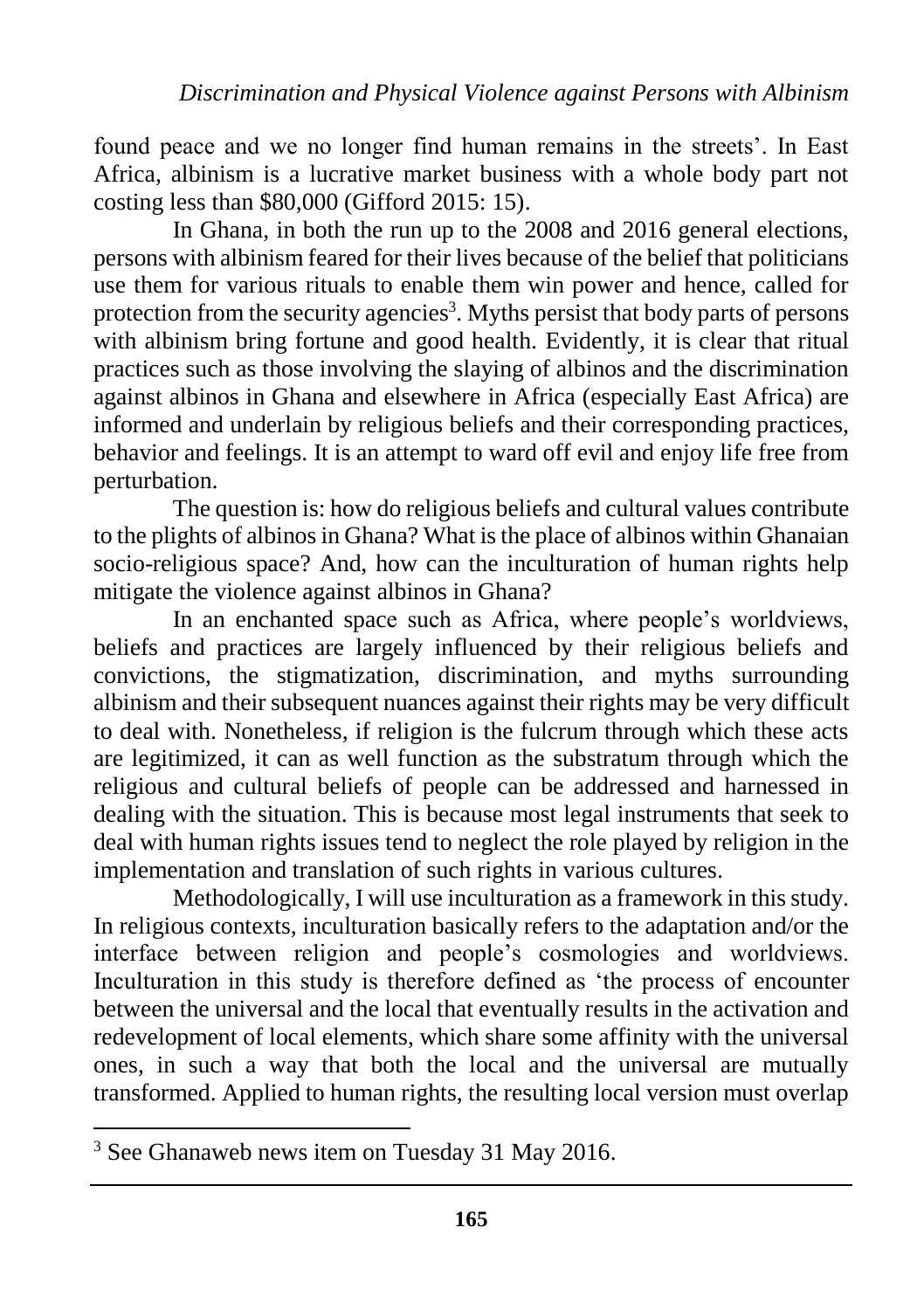found peace and we no longer find human remains in the streets'. In East Africa, albinism is a lucrative market business with a whole body part not costing less than $80,000 (Gifford 2015: 15).

In Ghana, in both the run up to the 2008 and 2016 general elections, persons with albinism feared for their lives because of the belief that politicians use them for various rituals to enable them win power and hence, called for protection from the security agencies[3]. Myths persist that body parts of persons with albinism bring fortune and good health. Evidently, it is clear that ritual practices such as those involving the slaying of albinos and the discrimination against albinos in Ghana and elsewhere in Africa (especially East Africa) are informed and underlain by religious beliefs and their corresponding practices, behavior and feelings. It is an attempt to ward off evil and enjoy life free from perturbation.

The question is: how do religious beliefs and cultural values contribute to the plights of albinos in Ghana? What is the place of albinos within Ghanaian socio-religious space? And, how can the inculturation of human rights help mitigate the violence against albinos in Ghana?

In an enchanted space such as Africa, where people's worldviews, beliefs and practices are largely influenced by their religious beliefs and convictions, the stigmatization, discrimination, and myths surrounding albinism and their subsequent nuances against their rights may be very difficult to deal with. Nonetheless, if religion is the fulcrum through which these acts are legitimized, it can as well function as the substratum through which the religious and cultural beliefs of people can be addressed and harnessed in dealing with the situation. This is because most legal instruments that seek to deal with human rights issues tend to neglect the role played by religion in the implementation and translation of such rights in various cultures.

Methodologically, I will use inculturation as a framework in this study. In religious contexts, inculturation basically refers to the adaptation and/or the interface between religion and people's cosmologies and worldviews. Inculturation in this study is therefore defined as 'the process of encounter between the universal and the local that eventually results in the activation and redevelopment of local elements, which share some affinity with the universal ones, in such a way that both the local and the universal are mutually transformed. Applied to human rights, the resulting local version must overlap

---

[3] See Ghanaweb news item on Tuesday 31 May 2016.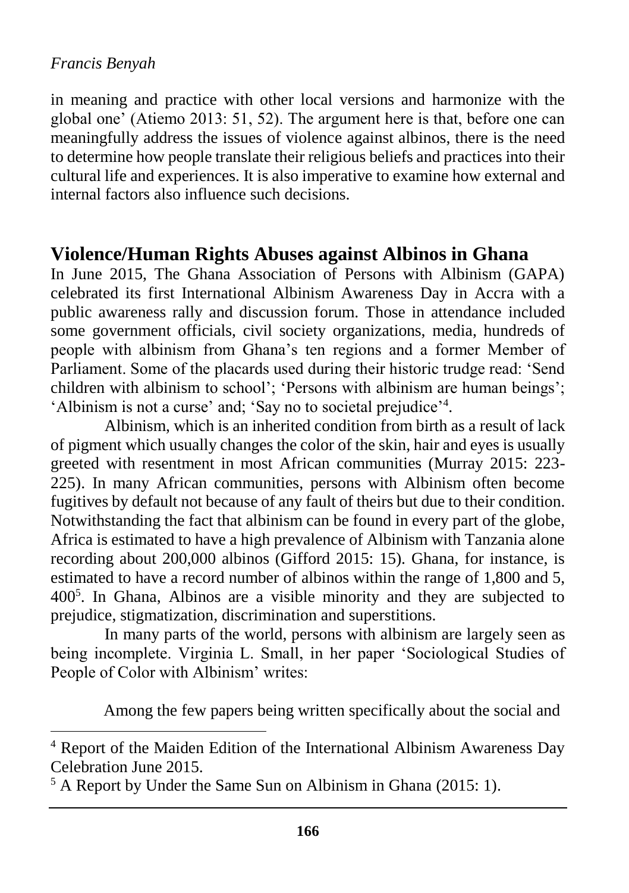in meaning and practice with other local versions and harmonize with the global one' (Atiemo 2013: 51, 52). The argument here is that, before one can meaningfully address the issues of violence against albinos, there is the need to determine how people translate their religious beliefs and practices into their cultural life and experiences. It is also imperative to examine how external and internal factors also influence such decisions.

## Violence/Human Rights Abuses against Albinos in Ghana

In June 2015, The Ghana Association of Persons with Albinism (GAPA) celebrated its first International Albinism Awareness Day in Accra with a public awareness rally and discussion forum. Those in attendance included some government officials, civil society organizations, media, hundreds of people with albinism from Ghana's ten regions and a former Member of Parliament. Some of the placards used during their historic trudge read: 'Send children with albinism to school'; 'Persons with albinism are human beings'; 'Albinism is not a curse' and; 'Say no to societal prejudice'[4].

Albinism, which is an inherited condition from birth as a result of lack of pigment which usually changes the color of the skin, hair and eyes is usually greeted with resentment in most African communities (Murray 2015: 223-225). In many African communities, persons with Albinism often become fugitives by default not because of any fault of theirs but due to their condition. Notwithstanding the fact that albinism can be found in every part of the globe, Africa is estimated to have a high prevalence of Albinism with Tanzania alone recording about 200,000 albinos (Gifford 2015: 15). Ghana, for instance, is estimated to have a record number of albinos within the range of 1,800 and 5, 400[5]. In Ghana, Albinos are a visible minority and they are subjected to prejudice, stigmatization, discrimination and superstitions.

In many parts of the world, persons with albinism are largely seen as being incomplete. Virginia L. Small, in her paper 'Sociological Studies of People of Color with Albinism' writes:

> Among the few papers being written specifically about the social and

[4] Report of the Maiden Edition of the International Albinism Awareness Day Celebration June 2015.

[5] A Report by Under the Same Sun on Albinism in Ghana (2015: 1).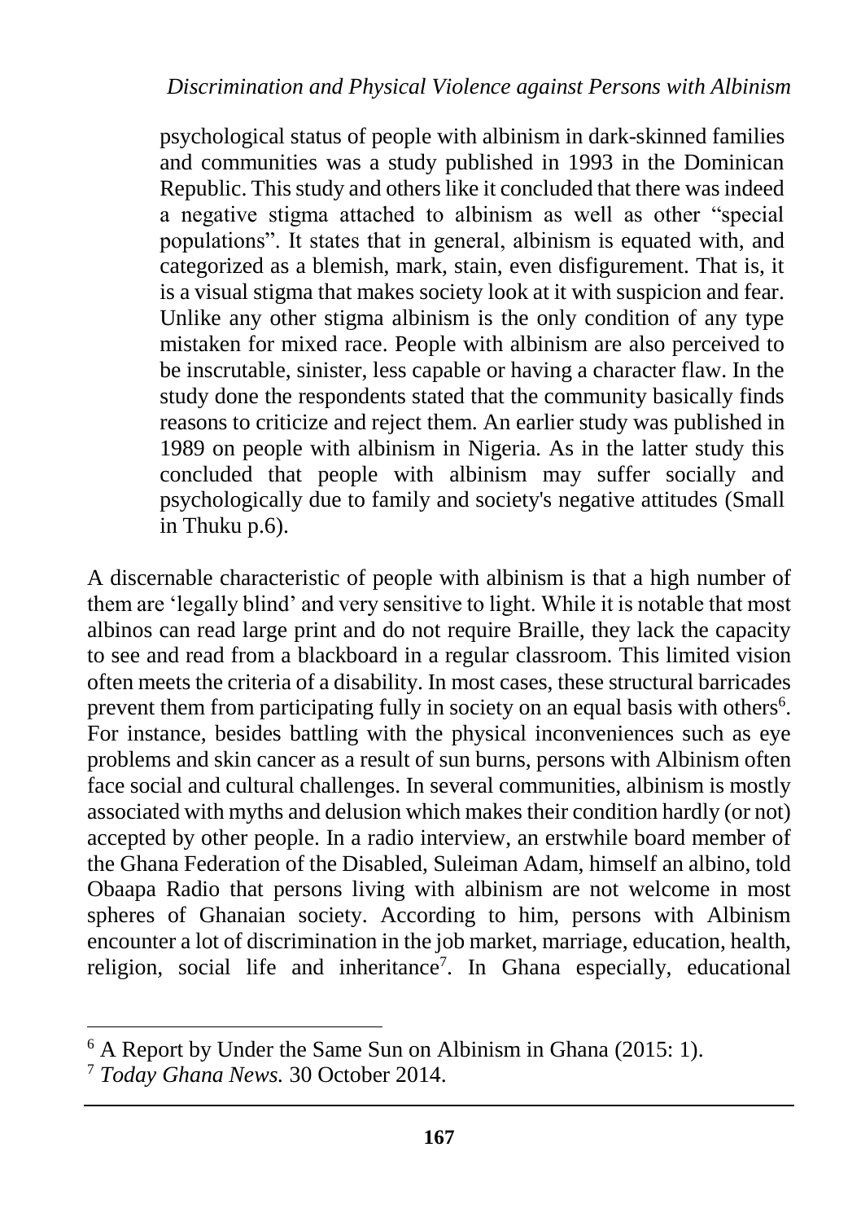> psychological status of people with albinism in dark-skinned families and communities was a study published in 1993 in the Dominican Republic. This study and others like it concluded that there was indeed a negative stigma attached to albinism as well as other "special populations". It states that in general, albinism is equated with, and categorized as a blemish, mark, stain, even disfigurement. That is, it is a visual stigma that makes society look at it with suspicion and fear. Unlike any other stigma albinism is the only condition of any type mistaken for mixed race. People with albinism are also perceived to be inscrutable, sinister, less capable or having a character flaw. In the study done the respondents stated that the community basically finds reasons to criticize and reject them. An earlier study was published in 1989 on people with albinism in Nigeria. As in the latter study this concluded that people with albinism may suffer socially and psychologically due to family and society's negative attitudes (Small in Thuku p.6).

A discernable characteristic of people with albinism is that a high number of them are 'legally blind' and very sensitive to light. While it is notable that most albinos can read large print and do not require Braille, they lack the capacity to see and read from a blackboard in a regular classroom. This limited vision often meets the criteria of a disability. In most cases, these structural barricades prevent them from participating fully in society on an equal basis with others[6]. For instance, besides battling with the physical inconveniences such as eye problems and skin cancer as a result of sun burns, persons with Albinism often face social and cultural challenges. In several communities, albinism is mostly associated with myths and delusion which makes their condition hardly (or not) accepted by other people. In a radio interview, an erstwhile board member of the Ghana Federation of the Disabled, Suleiman Adam, himself an albino, told Obaapa Radio that persons living with albinism are not welcome in most spheres of Ghanaian society. According to him, persons with Albinism encounter a lot of discrimination in the job market, marriage, education, health, religion, social life and inheritance[7]. In Ghana especially, educational

---

[6] A Report by Under the Same Sun on Albinism in Ghana (2015: 1).

[7] *Today Ghana News.* 30 October 2014.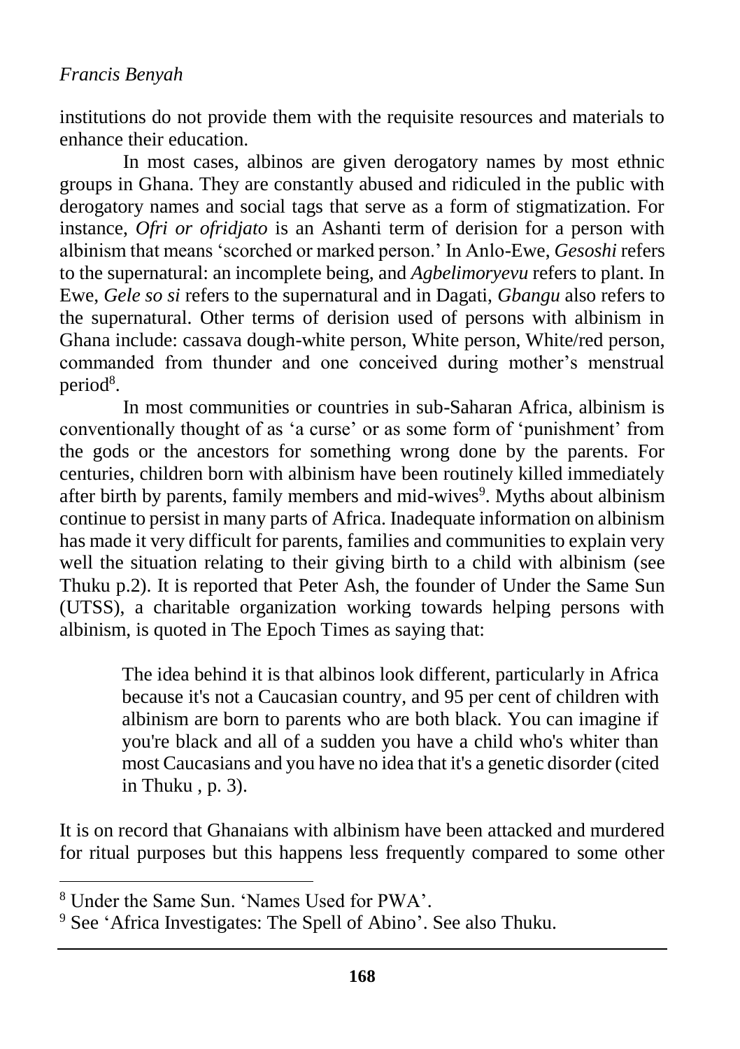institutions do not provide them with the requisite resources and materials to enhance their education.

In most cases, albinos are given derogatory names by most ethnic groups in Ghana. They are constantly abused and ridiculed in the public with derogatory names and social tags that serve as a form of stigmatization. For instance, *Ofri or ofridjato* is an Ashanti term of derision for a person with albinism that means 'scorched or marked person.' In Anlo-Ewe, *Gesoshi* refers to the supernatural: an incomplete being, and *Agbelimoryevu* refers to plant. In Ewe, *Gele so si* refers to the supernatural and in Dagati, *Gbangu* also refers to the supernatural. Other terms of derision used of persons with albinism in Ghana include: cassava dough-white person, White person, White/red person, commanded from thunder and one conceived during mother's menstrual period[8].

In most communities or countries in sub-Saharan Africa, albinism is conventionally thought of as 'a curse' or as some form of 'punishment' from the gods or the ancestors for something wrong done by the parents. For centuries, children born with albinism have been routinely killed immediately after birth by parents, family members and mid-wives[9]. Myths about albinism continue to persist in many parts of Africa. Inadequate information on albinism has made it very difficult for parents, families and communities to explain very well the situation relating to their giving birth to a child with albinism (see Thuku p.2). It is reported that Peter Ash, the founder of Under the Same Sun (UTSS), a charitable organization working towards helping persons with albinism, is quoted in The Epoch Times as saying that:

> The idea behind it is that albinos look different, particularly in Africa because it's not a Caucasian country, and 95 per cent of children with albinism are born to parents who are both black. You can imagine if you're black and all of a sudden you have a child who's whiter than most Caucasians and you have no idea that it's a genetic disorder (cited in Thuku , p. 3).

It is on record that Ghanaians with albinism have been attacked and murdered for ritual purposes but this happens less frequently compared to some other

---

[8] Under the Same Sun. 'Names Used for PWA'.

[9] See 'Africa Investigates: The Spell of Abino'. See also Thuku.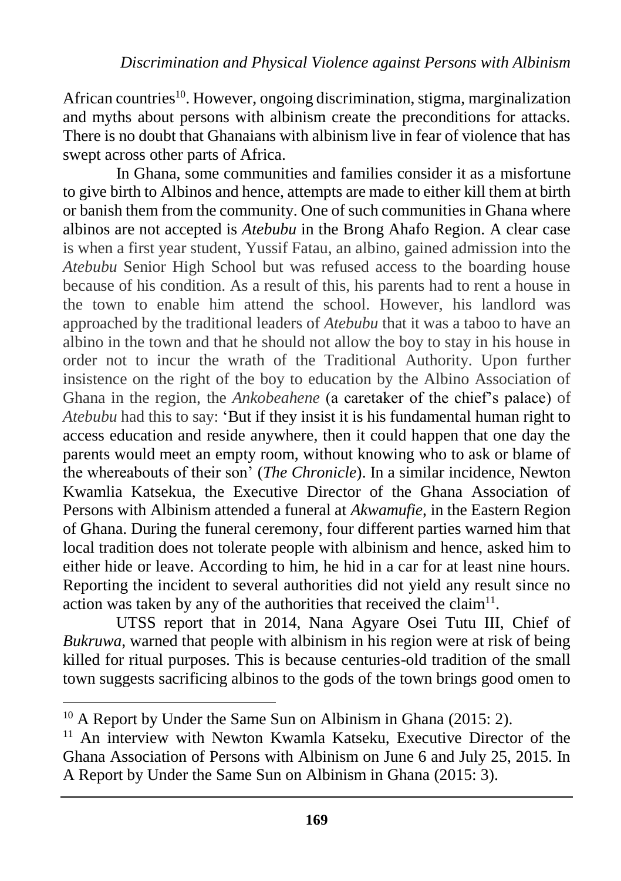African countries[10]. However, ongoing discrimination, stigma, marginalization and myths about persons with albinism create the preconditions for attacks. There is no doubt that Ghanaians with albinism live in fear of violence that has swept across other parts of Africa.

In Ghana, some communities and families consider it as a misfortune to give birth to Albinos and hence, attempts are made to either kill them at birth or banish them from the community. One of such communities in Ghana where albinos are not accepted is *Atebubu* in the Brong Ahafo Region. A clear case is when a first year student, Yussif Fatau, an albino, gained admission into the *Atebubu* Senior High School but was refused access to the boarding house because of his condition. As a result of this, his parents had to rent a house in the town to enable him attend the school. However, his landlord was approached by the traditional leaders of *Atebubu* that it was a taboo to have an albino in the town and that he should not allow the boy to stay in his house in order not to incur the wrath of the Traditional Authority. Upon further insistence on the right of the boy to education by the Albino Association of Ghana in the region, the *Ankobeahene* (a caretaker of the chief's palace) of *Atebubu* had this to say: 'But if they insist it is his fundamental human right to access education and reside anywhere, then it could happen that one day the parents would meet an empty room, without knowing who to ask or blame of the whereabouts of their son' (*The Chronicle*). In a similar incidence, Newton Kwamlia Katsekua, the Executive Director of the Ghana Association of Persons with Albinism attended a funeral at *Akwamufie*, in the Eastern Region of Ghana. During the funeral ceremony, four different parties warned him that local tradition does not tolerate people with albinism and hence, asked him to either hide or leave. According to him, he hid in a car for at least nine hours. Reporting the incident to several authorities did not yield any result since no action was taken by any of the authorities that received the claim[11].

UTSS report that in 2014, Nana Agyare Osei Tutu III, Chief of *Bukruwa*, warned that people with albinism in his region were at risk of being killed for ritual purposes. This is because centuries-old tradition of the small town suggests sacrificing albinos to the gods of the town brings good omen to

---

[10] A Report by Under the Same Sun on Albinism in Ghana (2015: 2).

[11] An interview with Newton Kwamla Katseku, Executive Director of the Ghana Association of Persons with Albinism on June 6 and July 25, 2015. In A Report by Under the Same Sun on Albinism in Ghana (2015: 3).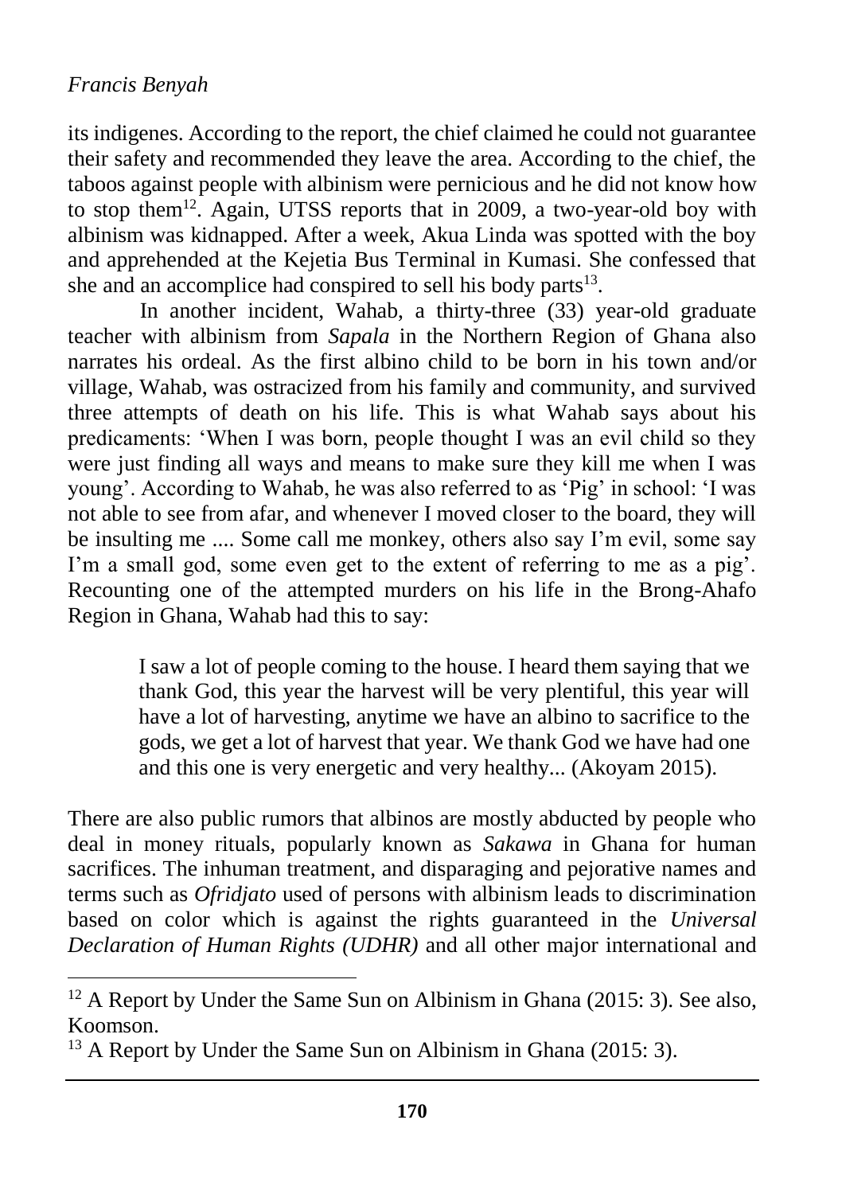its indigenes. According to the report, the chief claimed he could not guarantee their safety and recommended they leave the area. According to the chief, the taboos against people with albinism were pernicious and he did not know how to stop them[12]. Again, UTSS reports that in 2009, a two-year-old boy with albinism was kidnapped. After a week, Akua Linda was spotted with the boy and apprehended at the Kejetia Bus Terminal in Kumasi. She confessed that she and an accomplice had conspired to sell his body parts[13].

In another incident, Wahab, a thirty-three (33) year-old graduate teacher with albinism from *Sapala* in the Northern Region of Ghana also narrates his ordeal. As the first albino child to be born in his town and/or village, Wahab, was ostracized from his family and community, and survived three attempts of death on his life. This is what Wahab says about his predicaments: 'When I was born, people thought I was an evil child so they were just finding all ways and means to make sure they kill me when I was young'. According to Wahab, he was also referred to as 'Pig' in school: 'I was not able to see from afar, and whenever I moved closer to the board, they will be insulting me .... Some call me monkey, others also say I'm evil, some say I'm a small god, some even get to the extent of referring to me as a pig'. Recounting one of the attempted murders on his life in the Brong-Ahafo Region in Ghana, Wahab had this to say:

> I saw a lot of people coming to the house. I heard them saying that we thank God, this year the harvest will be very plentiful, this year will have a lot of harvesting, anytime we have an albino to sacrifice to the gods, we get a lot of harvest that year. We thank God we have had one and this one is very energetic and very healthy... (Akoyam 2015).

There are also public rumors that albinos are mostly abducted by people who deal in money rituals, popularly known as *Sakawa* in Ghana for human sacrifices. The inhuman treatment, and disparaging and pejorative names and terms such as *Ofridjato* used of persons with albinism leads to discrimination based on color which is against the rights guaranteed in the *Universal Declaration of Human Rights (UDHR)* and all other major international and

---

[12] A Report by Under the Same Sun on Albinism in Ghana (2015: 3). See also, Koomson.

[13] A Report by Under the Same Sun on Albinism in Ghana (2015: 3).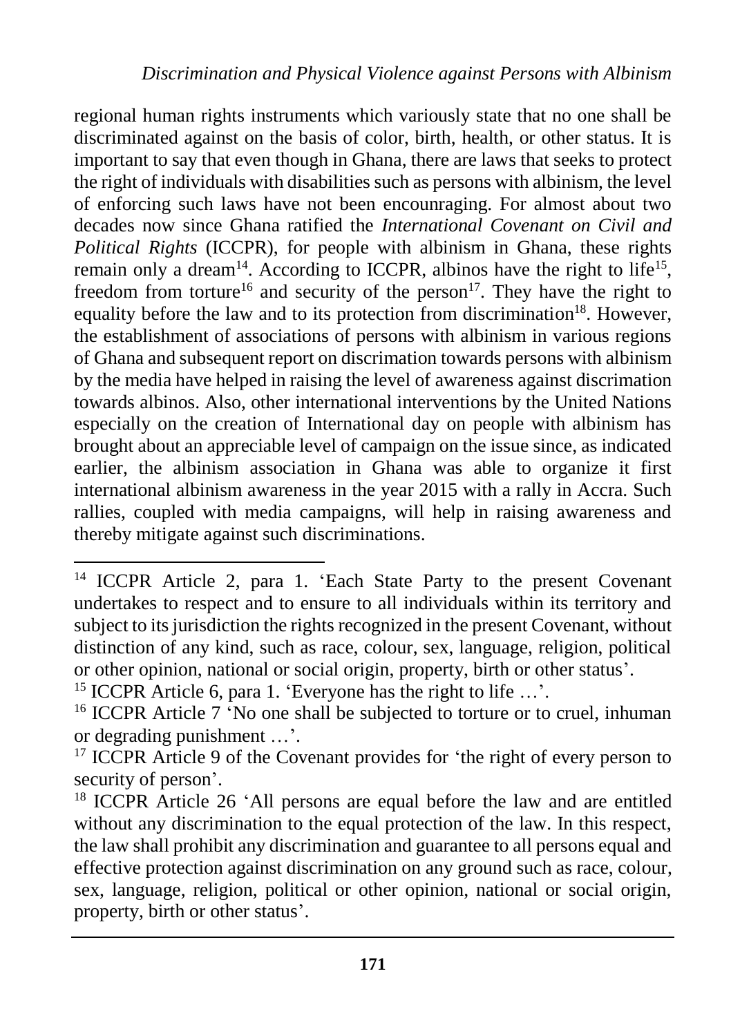regional human rights instruments which variously state that no one shall be discriminated against on the basis of color, birth, health, or other status. It is important to say that even though in Ghana, there are laws that seeks to protect the right of individuals with disabilities such as persons with albinism, the level of enforcing such laws have not been encounraging. For almost about two decades now since Ghana ratified the *International Covenant on Civil and Political Rights* (ICCPR), for people with albinism in Ghana, these rights remain only a dream[14]. According to ICCPR, albinos have the right to life[15], freedom from torture[16] and security of the person[17]. They have the right to equality before the law and to its protection from discrimination[18]. However, the establishment of associations of persons with albinism in various regions of Ghana and subsequent report on discrimation towards persons with albinism by the media have helped in raising the level of awareness against discrimation towards albinos. Also, other international interventions by the United Nations especially on the creation of International day on people with albinism has brought about an appreciable level of campaign on the issue since, as indicated earlier, the albinism association in Ghana was able to organize it first international albinism awareness in the year 2015 with a rally in Accra. Such rallies, coupled with media campaigns, will help in raising awareness and thereby mitigate against such discriminations.

---

[14] ICCPR Article 2, para 1. 'Each State Party to the present Covenant undertakes to respect and to ensure to all individuals within its territory and subject to its jurisdiction the rights recognized in the present Covenant, without distinction of any kind, such as race, colour, sex, language, religion, political or other opinion, national or social origin, property, birth or other status'.

[15] ICCPR Article 6, para 1. 'Everyone has the right to life …'.

[16] ICCPR Article 7 'No one shall be subjected to torture or to cruel, inhuman or degrading punishment …'.

[17] ICCPR Article 9 of the Covenant provides for 'the right of every person to security of person'.

[18] ICCPR Article 26 'All persons are equal before the law and are entitled without any discrimination to the equal protection of the law. In this respect, the law shall prohibit any discrimination and guarantee to all persons equal and effective protection against discrimination on any ground such as race, colour, sex, language, religion, political or other opinion, national or social origin, property, birth or other status'.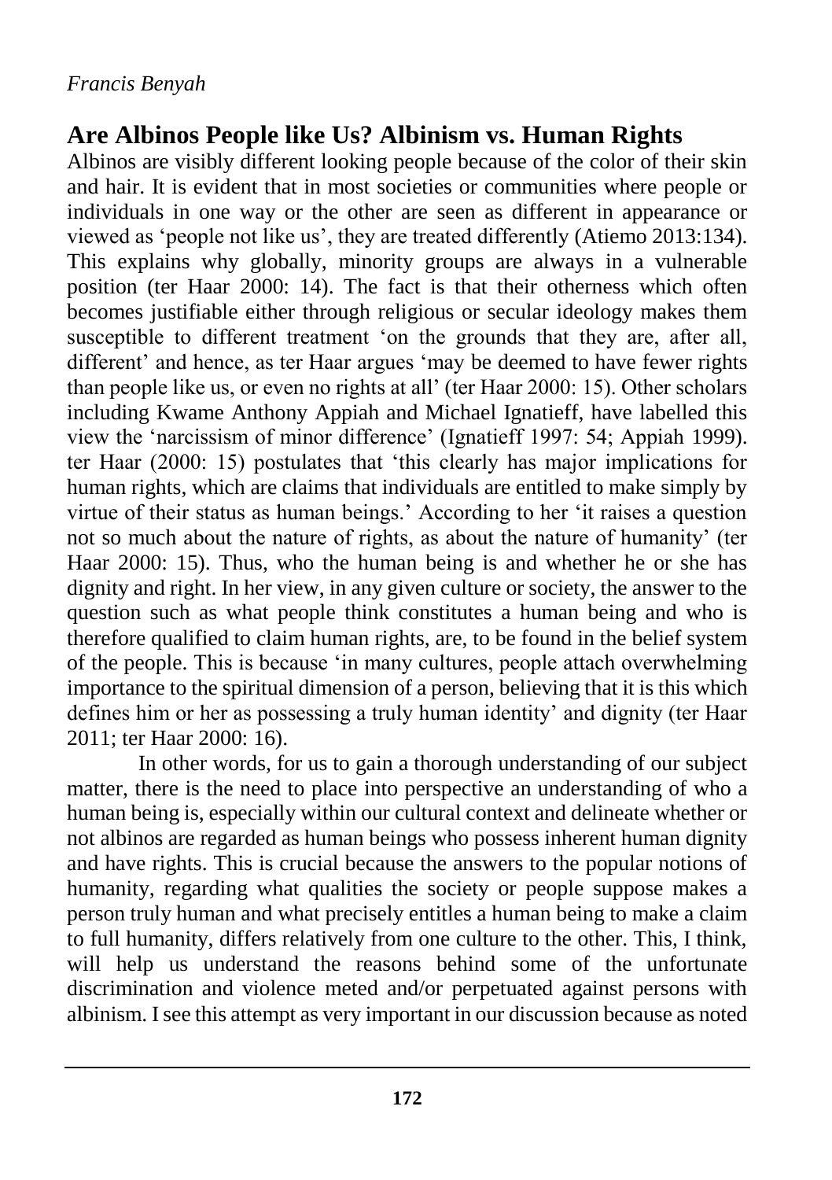## Are Albinos People like Us? Albinism vs. Human Rights

Albinos are visibly different looking people because of the color of their skin and hair. It is evident that in most societies or communities where people or individuals in one way or the other are seen as different in appearance or viewed as 'people not like us', they are treated differently (Atiemo 2013:134). This explains why globally, minority groups are always in a vulnerable position (ter Haar 2000: 14). The fact is that their otherness which often becomes justifiable either through religious or secular ideology makes them susceptible to different treatment 'on the grounds that they are, after all, different' and hence, as ter Haar argues 'may be deemed to have fewer rights than people like us, or even no rights at all' (ter Haar 2000: 15). Other scholars including Kwame Anthony Appiah and Michael Ignatieff, have labelled this view the 'narcissism of minor difference' (Ignatieff 1997: 54; Appiah 1999). ter Haar (2000: 15) postulates that 'this clearly has major implications for human rights, which are claims that individuals are entitled to make simply by virtue of their status as human beings.' According to her 'it raises a question not so much about the nature of rights, as about the nature of humanity' (ter Haar 2000: 15). Thus, who the human being is and whether he or she has dignity and right. In her view, in any given culture or society, the answer to the question such as what people think constitutes a human being and who is therefore qualified to claim human rights, are, to be found in the belief system of the people. This is because 'in many cultures, people attach overwhelming importance to the spiritual dimension of a person, believing that it is this which defines him or her as possessing a truly human identity' and dignity (ter Haar 2011; ter Haar 2000: 16).

In other words, for us to gain a thorough understanding of our subject matter, there is the need to place into perspective an understanding of who a human being is, especially within our cultural context and delineate whether or not albinos are regarded as human beings who possess inherent human dignity and have rights. This is crucial because the answers to the popular notions of humanity, regarding what qualities the society or people suppose makes a person truly human and what precisely entitles a human being to make a claim to full humanity, differs relatively from one culture to the other. This, I think, will help us understand the reasons behind some of the unfortunate discrimination and violence meted and/or perpetuated against persons with albinism. I see this attempt as very important in our discussion because as noted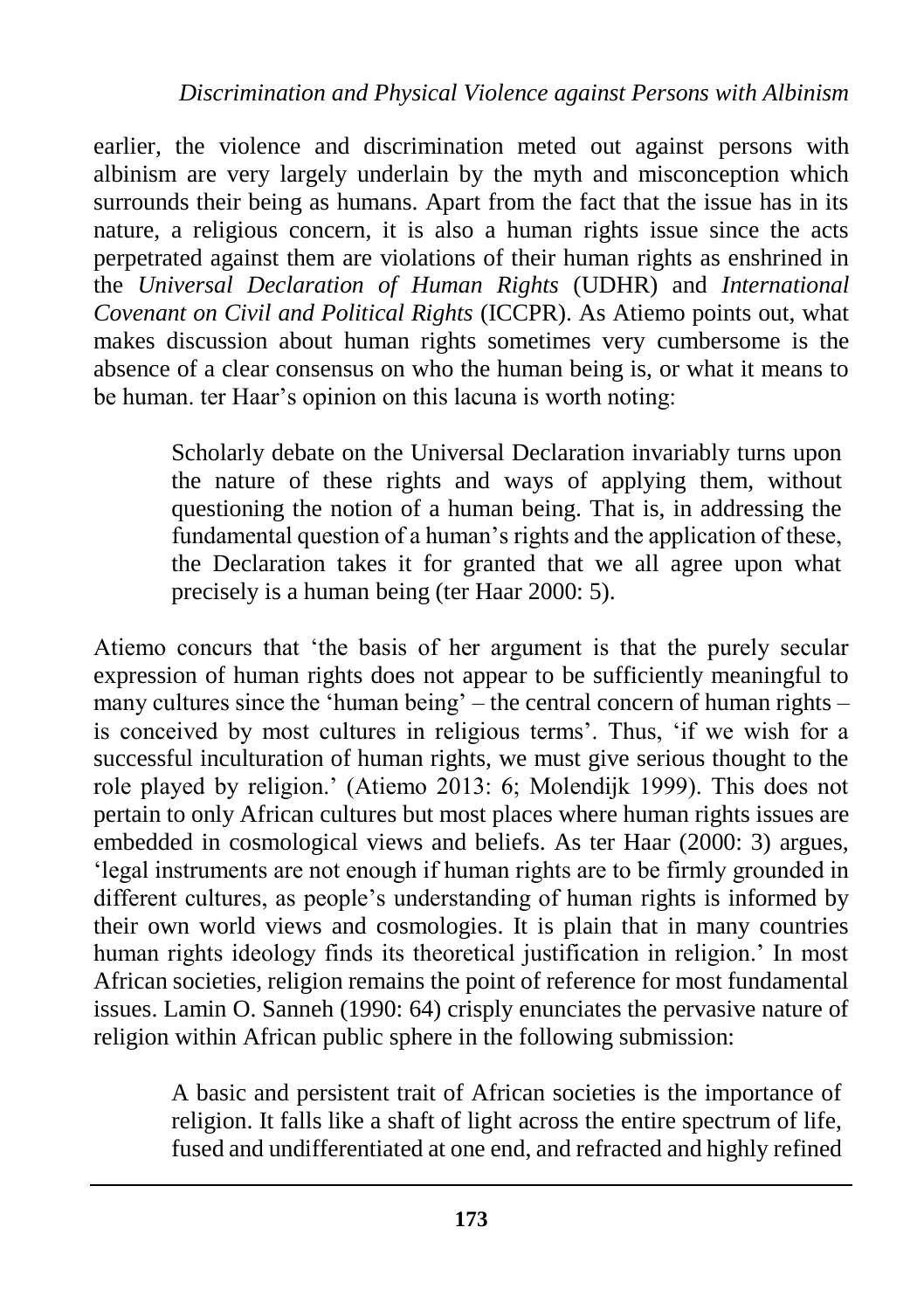earlier, the violence and discrimination meted out against persons with albinism are very largely underlain by the myth and misconception which surrounds their being as humans. Apart from the fact that the issue has in its nature, a religious concern, it is also a human rights issue since the acts perpetrated against them are violations of their human rights as enshrined in the *Universal Declaration of Human Rights* (UDHR) and *International Covenant on Civil and Political Rights* (ICCPR). As Atiemo points out, what makes discussion about human rights sometimes very cumbersome is the absence of a clear consensus on who the human being is, or what it means to be human. ter Haar's opinion on this lacuna is worth noting:

> Scholarly debate on the Universal Declaration invariably turns upon the nature of these rights and ways of applying them, without questioning the notion of a human being. That is, in addressing the fundamental question of a human's rights and the application of these, the Declaration takes it for granted that we all agree upon what precisely is a human being (ter Haar 2000: 5).

Atiemo concurs that 'the basis of her argument is that the purely secular expression of human rights does not appear to be sufficiently meaningful to many cultures since the 'human being' – the central concern of human rights – is conceived by most cultures in religious terms'. Thus, 'if we wish for a successful inculturation of human rights, we must give serious thought to the role played by religion.' (Atiemo 2013: 6; Molendijk 1999). This does not pertain to only African cultures but most places where human rights issues are embedded in cosmological views and beliefs. As ter Haar (2000: 3) argues, 'legal instruments are not enough if human rights are to be firmly grounded in different cultures, as people's understanding of human rights is informed by their own world views and cosmologies. It is plain that in many countries human rights ideology finds its theoretical justification in religion.' In most African societies, religion remains the point of reference for most fundamental issues. Lamin O. Sanneh (1990: 64) crisply enunciates the pervasive nature of religion within African public sphere in the following submission:

> A basic and persistent trait of African societies is the importance of religion. It falls like a shaft of light across the entire spectrum of life, fused and undifferentiated at one end, and refracted and highly refined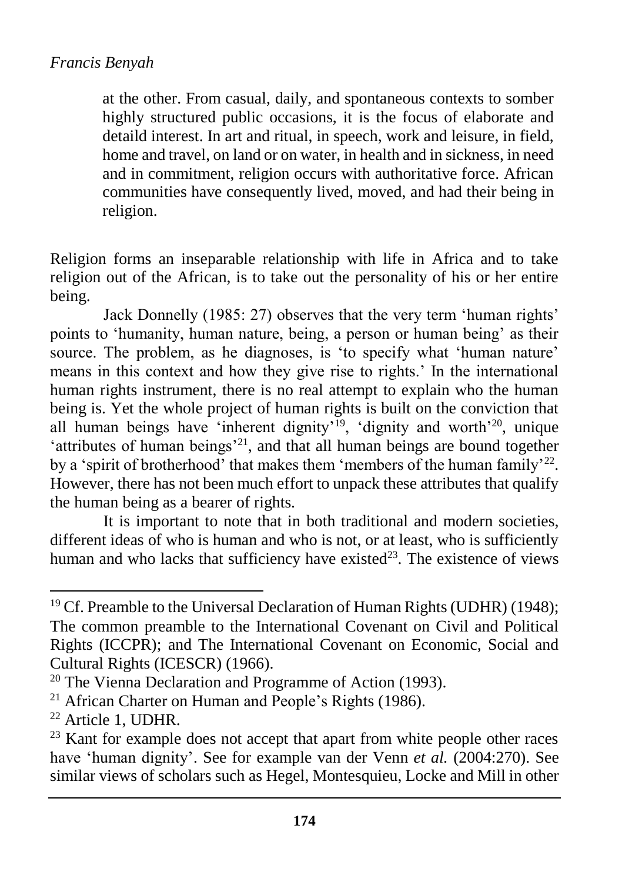> at the other. From casual, daily, and spontaneous contexts to somber highly structured public occasions, it is the focus of elaborate and detaild interest. In art and ritual, in speech, work and leisure, in field, home and travel, on land or on water, in health and in sickness, in need and in commitment, religion occurs with authoritative force. African communities have consequently lived, moved, and had their being in religion.

Religion forms an inseparable relationship with life in Africa and to take religion out of the African, is to take out the personality of his or her entire being.

Jack Donnelly (1985: 27) observes that the very term 'human rights' points to 'humanity, human nature, being, a person or human being' as their source. The problem, as he diagnoses, is 'to specify what 'human nature' means in this context and how they give rise to rights.' In the international human rights instrument, there is no real attempt to explain who the human being is. Yet the whole project of human rights is built on the conviction that all human beings have 'inherent dignity'[19], 'dignity and worth'[20], unique 'attributes of human beings'[21], and that all human beings are bound together by a 'spirit of brotherhood' that makes them 'members of the human family'[22]. However, there has not been much effort to unpack these attributes that qualify the human being as a bearer of rights.

It is important to note that in both traditional and modern societies, different ideas of who is human and who is not, or at least, who is sufficiently human and who lacks that sufficiency have existed[23]. The existence of views

---

[19] Cf. Preamble to the Universal Declaration of Human Rights (UDHR) (1948); The common preamble to the International Covenant on Civil and Political Rights (ICCPR); and The International Covenant on Economic, Social and Cultural Rights (ICESCR) (1966).

[20] The Vienna Declaration and Programme of Action (1993).

[21] African Charter on Human and People's Rights (1986).

[22] Article 1, UDHR.

[23] Kant for example does not accept that apart from white people other races have 'human dignity'. See for example van der Venn *et al.* (2004:270). See similar views of scholars such as Hegel, Montesquieu, Locke and Mill in other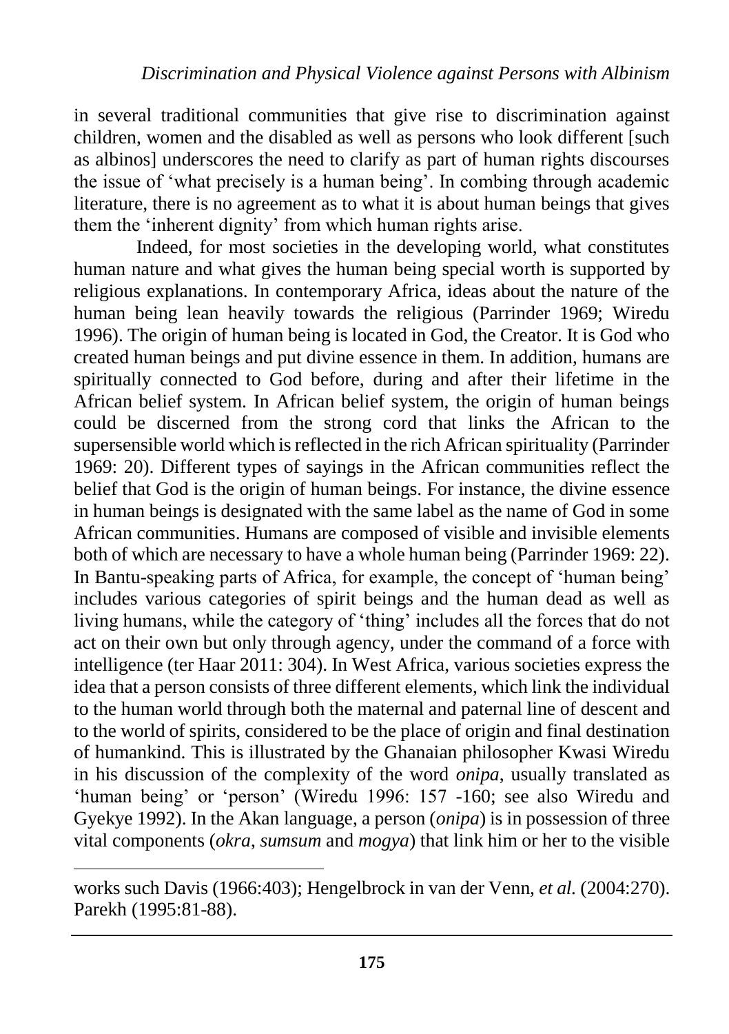in several traditional communities that give rise to discrimination against children, women and the disabled as well as persons who look different [such as albinos] underscores the need to clarify as part of human rights discourses the issue of 'what precisely is a human being'. In combing through academic literature, there is no agreement as to what it is about human beings that gives them the 'inherent dignity' from which human rights arise.

Indeed, for most societies in the developing world, what constitutes human nature and what gives the human being special worth is supported by religious explanations. In contemporary Africa, ideas about the nature of the human being lean heavily towards the religious (Parrinder 1969; Wiredu 1996). The origin of human being is located in God, the Creator. It is God who created human beings and put divine essence in them. In addition, humans are spiritually connected to God before, during and after their lifetime in the African belief system. In African belief system, the origin of human beings could be discerned from the strong cord that links the African to the supersensible world which is reflected in the rich African spirituality (Parrinder 1969: 20). Different types of sayings in the African communities reflect the belief that God is the origin of human beings. For instance, the divine essence in human beings is designated with the same label as the name of God in some African communities. Humans are composed of visible and invisible elements both of which are necessary to have a whole human being (Parrinder 1969: 22). In Bantu-speaking parts of Africa, for example, the concept of 'human being' includes various categories of spirit beings and the human dead as well as living humans, while the category of 'thing' includes all the forces that do not act on their own but only through agency, under the command of a force with intelligence (ter Haar 2011: 304). In West Africa, various societies express the idea that a person consists of three different elements, which link the individual to the human world through both the maternal and paternal line of descent and to the world of spirits, considered to be the place of origin and final destination of humankind. This is illustrated by the Ghanaian philosopher Kwasi Wiredu in his discussion of the complexity of the word *onipa*, usually translated as 'human being' or 'person' (Wiredu 1996: 157 -160; see also Wiredu and Gyekye 1992). In the Akan language, a person (*onipa*) is in possession of three vital components (*okra*, *sumsum* and *mogya*) that link him or her to the visible

---

works such Davis (1966:403); Hengelbrock in van der Venn, *et al.* (2004:270). Parekh (1995:81-88).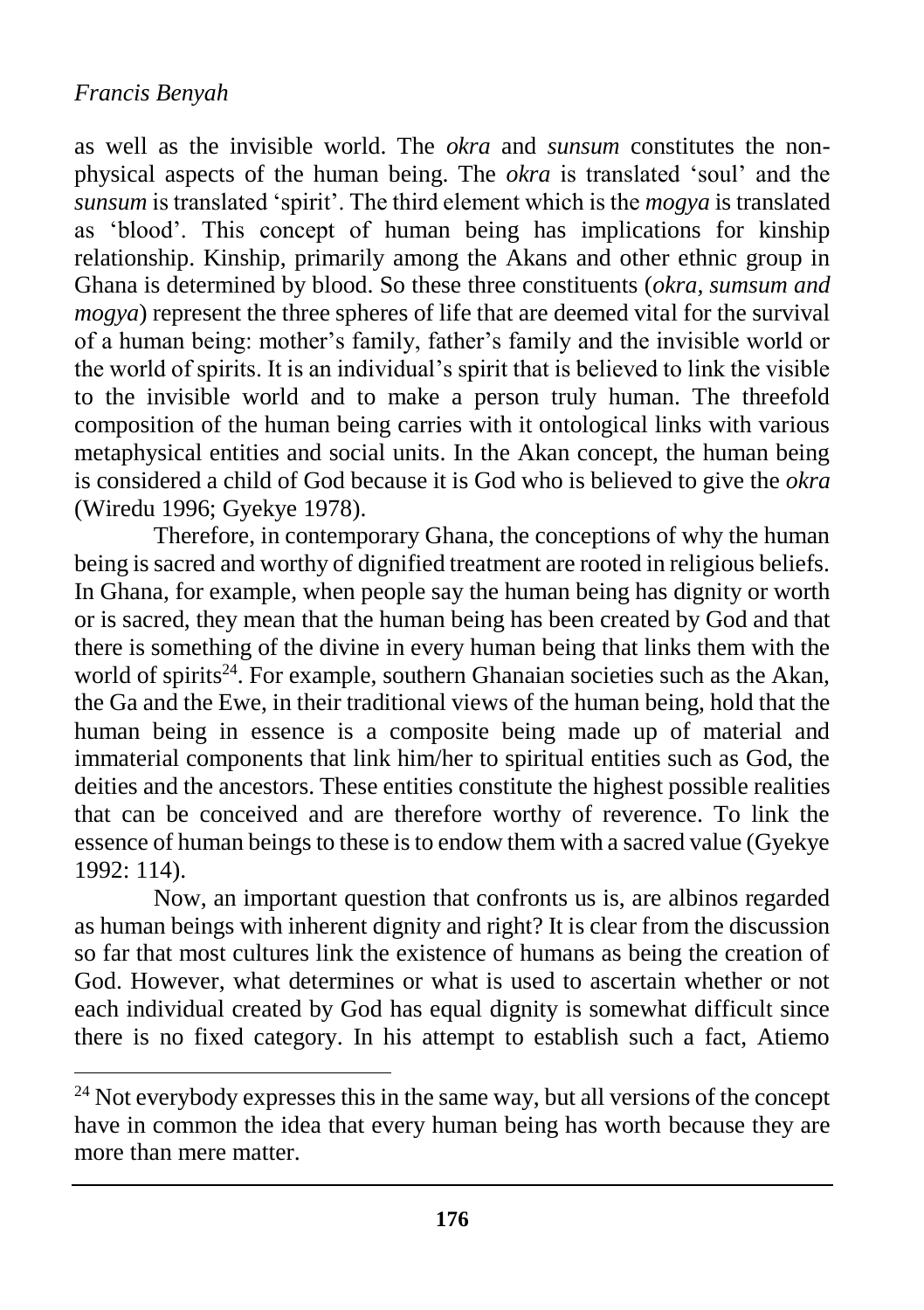as well as the invisible world. The *okra* and *sunsum* constitutes the non-physical aspects of the human being. The *okra* is translated 'soul' and the *sunsum* is translated 'spirit'. The third element which is the *mogya* is translated as 'blood'. This concept of human being has implications for kinship relationship. Kinship, primarily among the Akans and other ethnic group in Ghana is determined by blood. So these three constituents (*okra, sumsum and mogya*) represent the three spheres of life that are deemed vital for the survival of a human being: mother's family, father's family and the invisible world or the world of spirits. It is an individual's spirit that is believed to link the visible to the invisible world and to make a person truly human. The threefold composition of the human being carries with it ontological links with various metaphysical entities and social units. In the Akan concept, the human being is considered a child of God because it is God who is believed to give the *okra* (Wiredu 1996; Gyekye 1978).

Therefore, in contemporary Ghana, the conceptions of why the human being is sacred and worthy of dignified treatment are rooted in religious beliefs. In Ghana, for example, when people say the human being has dignity or worth or is sacred, they mean that the human being has been created by God and that there is something of the divine in every human being that links them with the world of spirits[24]. For example, southern Ghanaian societies such as the Akan, the Ga and the Ewe, in their traditional views of the human being, hold that the human being in essence is a composite being made up of material and immaterial components that link him/her to spiritual entities such as God, the deities and the ancestors. These entities constitute the highest possible realities that can be conceived and are therefore worthy of reverence. To link the essence of human beings to these is to endow them with a sacred value (Gyekye 1992: 114).

Now, an important question that confronts us is, are albinos regarded as human beings with inherent dignity and right? It is clear from the discussion so far that most cultures link the existence of humans as being the creation of God. However, what determines or what is used to ascertain whether or not each individual created by God has equal dignity is somewhat difficult since there is no fixed category. In his attempt to establish such a fact, Atiemo

[24] Not everybody expresses this in the same way, but all versions of the concept have in common the idea that every human being has worth because they are more than mere matter.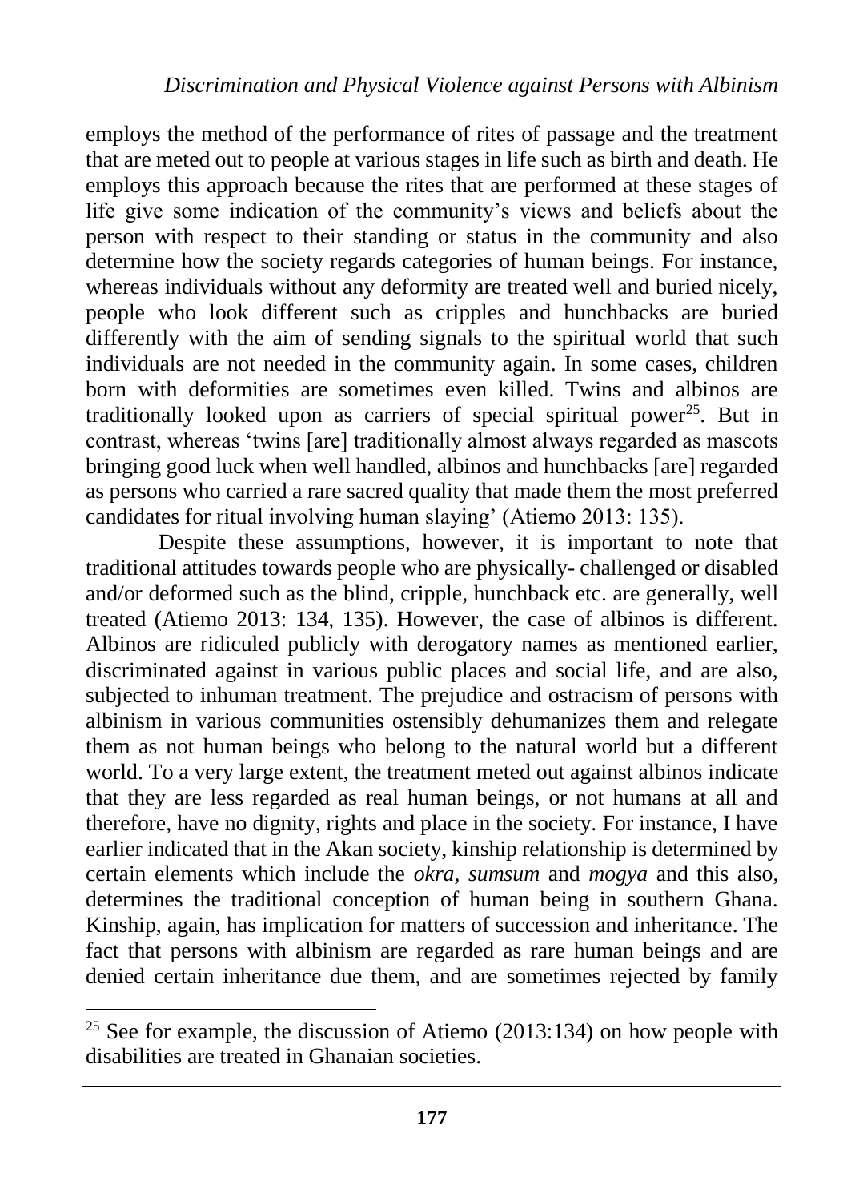employs the method of the performance of rites of passage and the treatment that are meted out to people at various stages in life such as birth and death. He employs this approach because the rites that are performed at these stages of life give some indication of the community's views and beliefs about the person with respect to their standing or status in the community and also determine how the society regards categories of human beings. For instance, whereas individuals without any deformity are treated well and buried nicely, people who look different such as cripples and hunchbacks are buried differently with the aim of sending signals to the spiritual world that such individuals are not needed in the community again. In some cases, children born with deformities are sometimes even killed. Twins and albinos are traditionally looked upon as carriers of special spiritual power[25]. But in contrast, whereas 'twins [are] traditionally almost always regarded as mascots bringing good luck when well handled, albinos and hunchbacks [are] regarded as persons who carried a rare sacred quality that made them the most preferred candidates for ritual involving human slaying' (Atiemo 2013: 135).

Despite these assumptions, however, it is important to note that traditional attitudes towards people who are physically- challenged or disabled and/or deformed such as the blind, cripple, hunchback etc. are generally, well treated (Atiemo 2013: 134, 135). However, the case of albinos is different. Albinos are ridiculed publicly with derogatory names as mentioned earlier, discriminated against in various public places and social life, and are also, subjected to inhuman treatment. The prejudice and ostracism of persons with albinism in various communities ostensibly dehumanizes them and relegate them as not human beings who belong to the natural world but a different world. To a very large extent, the treatment meted out against albinos indicate that they are less regarded as real human beings, or not humans at all and therefore, have no dignity, rights and place in the society. For instance, I have earlier indicated that in the Akan society, kinship relationship is determined by certain elements which include the *okra*, *sumsum* and *mogya* and this also, determines the traditional conception of human being in southern Ghana. Kinship, again, has implication for matters of succession and inheritance. The fact that persons with albinism are regarded as rare human beings and are denied certain inheritance due them, and are sometimes rejected by family

[25] See for example, the discussion of Atiemo (2013:134) on how people with disabilities are treated in Ghanaian societies.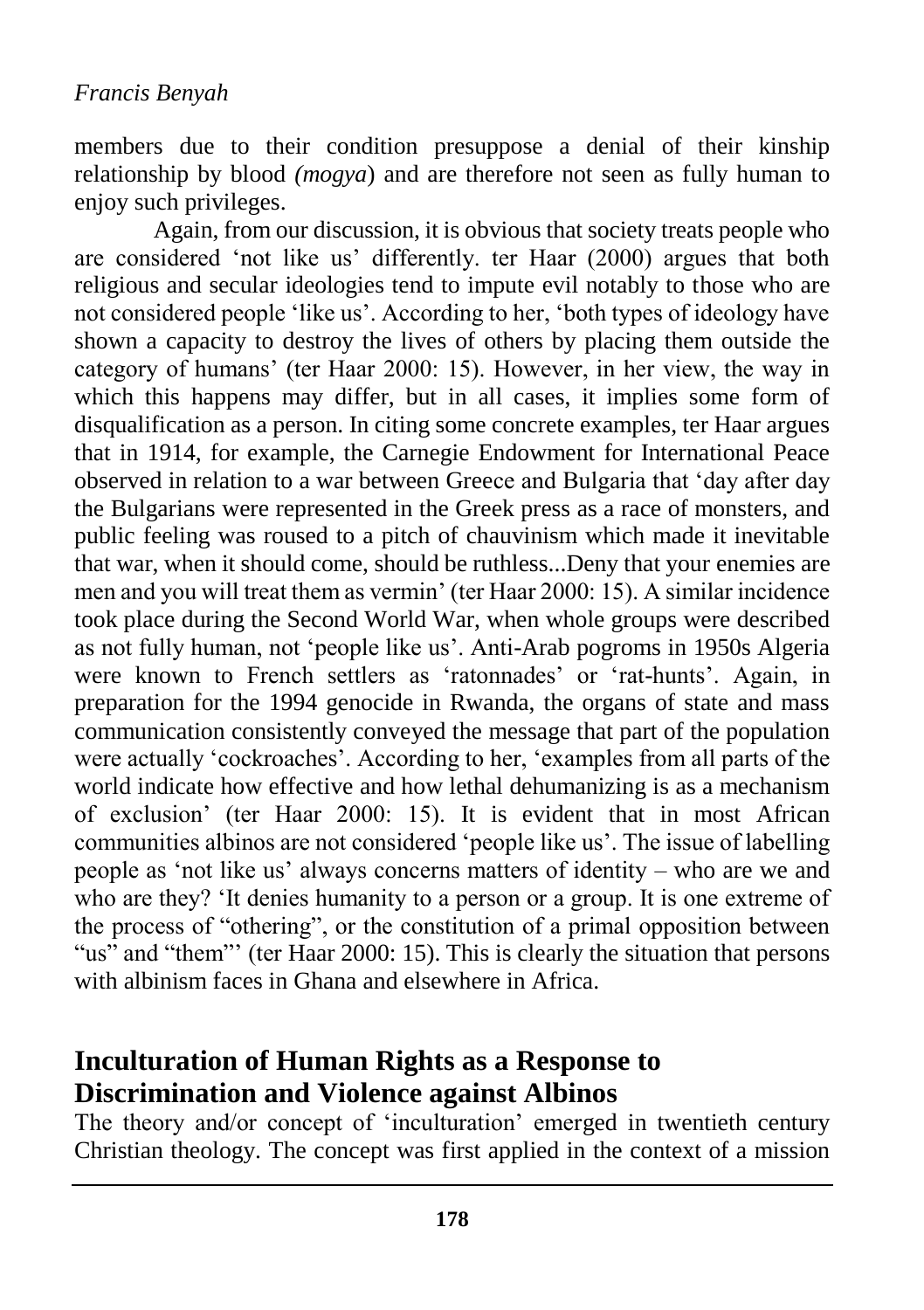members due to their condition presuppose a denial of their kinship relationship by blood *(mogya*) and are therefore not seen as fully human to enjoy such privileges.

Again, from our discussion, it is obvious that society treats people who are considered 'not like us' differently. ter Haar (2000) argues that both religious and secular ideologies tend to impute evil notably to those who are not considered people 'like us'. According to her, 'both types of ideology have shown a capacity to destroy the lives of others by placing them outside the category of humans' (ter Haar 2000: 15). However, in her view, the way in which this happens may differ, but in all cases, it implies some form of disqualification as a person. In citing some concrete examples, ter Haar argues that in 1914, for example, the Carnegie Endowment for International Peace observed in relation to a war between Greece and Bulgaria that 'day after day the Bulgarians were represented in the Greek press as a race of monsters, and public feeling was roused to a pitch of chauvinism which made it inevitable that war, when it should come, should be ruthless...Deny that your enemies are men and you will treat them as vermin' (ter Haar 2000: 15). A similar incidence took place during the Second World War, when whole groups were described as not fully human, not 'people like us'. Anti-Arab pogroms in 1950s Algeria were known to French settlers as 'ratonnades' or 'rat-hunts'. Again, in preparation for the 1994 genocide in Rwanda, the organs of state and mass communication consistently conveyed the message that part of the population were actually 'cockroaches'. According to her, 'examples from all parts of the world indicate how effective and how lethal dehumanizing is as a mechanism of exclusion' (ter Haar 2000: 15). It is evident that in most African communities albinos are not considered 'people like us'. The issue of labelling people as 'not like us' always concerns matters of identity – who are we and who are they? 'It denies humanity to a person or a group. It is one extreme of the process of "othering", or the constitution of a primal opposition between "us" and "them"' (ter Haar 2000: 15). This is clearly the situation that persons with albinism faces in Ghana and elsewhere in Africa.

## Inculturation of Human Rights as a Response to Discrimination and Violence against Albinos

The theory and/or concept of 'inculturation' emerged in twentieth century Christian theology. The concept was first applied in the context of a mission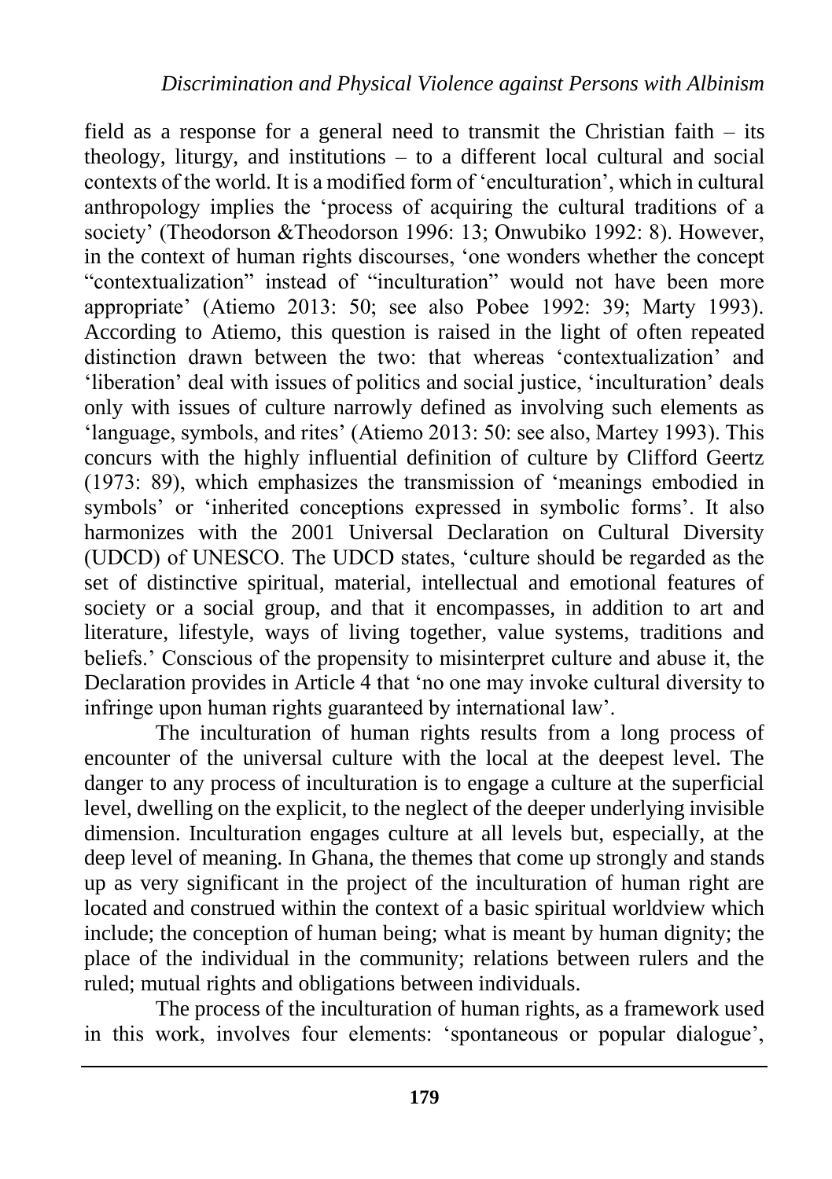field as a response for a general need to transmit the Christian faith – its theology, liturgy, and institutions – to a different local cultural and social contexts of the world. It is a modified form of 'enculturation', which in cultural anthropology implies the 'process of acquiring the cultural traditions of a society' (Theodorson &Theodorson 1996: 13; Onwubiko 1992: 8). However, in the context of human rights discourses, 'one wonders whether the concept "contextualization" instead of "inculturation" would not have been more appropriate' (Atiemo 2013: 50; see also Pobee 1992: 39; Marty 1993). According to Atiemo, this question is raised in the light of often repeated distinction drawn between the two: that whereas 'contextualization' and 'liberation' deal with issues of politics and social justice, 'inculturation' deals only with issues of culture narrowly defined as involving such elements as 'language, symbols, and rites' (Atiemo 2013: 50: see also, Martey 1993). This concurs with the highly influential definition of culture by Clifford Geertz (1973: 89), which emphasizes the transmission of 'meanings embodied in symbols' or 'inherited conceptions expressed in symbolic forms'. It also harmonizes with the 2001 Universal Declaration on Cultural Diversity (UDCD) of UNESCO. The UDCD states, 'culture should be regarded as the set of distinctive spiritual, material, intellectual and emotional features of society or a social group, and that it encompasses, in addition to art and literature, lifestyle, ways of living together, value systems, traditions and beliefs.' Conscious of the propensity to misinterpret culture and abuse it, the Declaration provides in Article 4 that 'no one may invoke cultural diversity to infringe upon human rights guaranteed by international law'.

The inculturation of human rights results from a long process of encounter of the universal culture with the local at the deepest level. The danger to any process of inculturation is to engage a culture at the superficial level, dwelling on the explicit, to the neglect of the deeper underlying invisible dimension. Inculturation engages culture at all levels but, especially, at the deep level of meaning. In Ghana, the themes that come up strongly and stands up as very significant in the project of the inculturation of human right are located and construed within the context of a basic spiritual worldview which include; the conception of human being; what is meant by human dignity; the place of the individual in the community; relations between rulers and the ruled; mutual rights and obligations between individuals.

The process of the inculturation of human rights, as a framework used in this work, involves four elements: 'spontaneous or popular dialogue',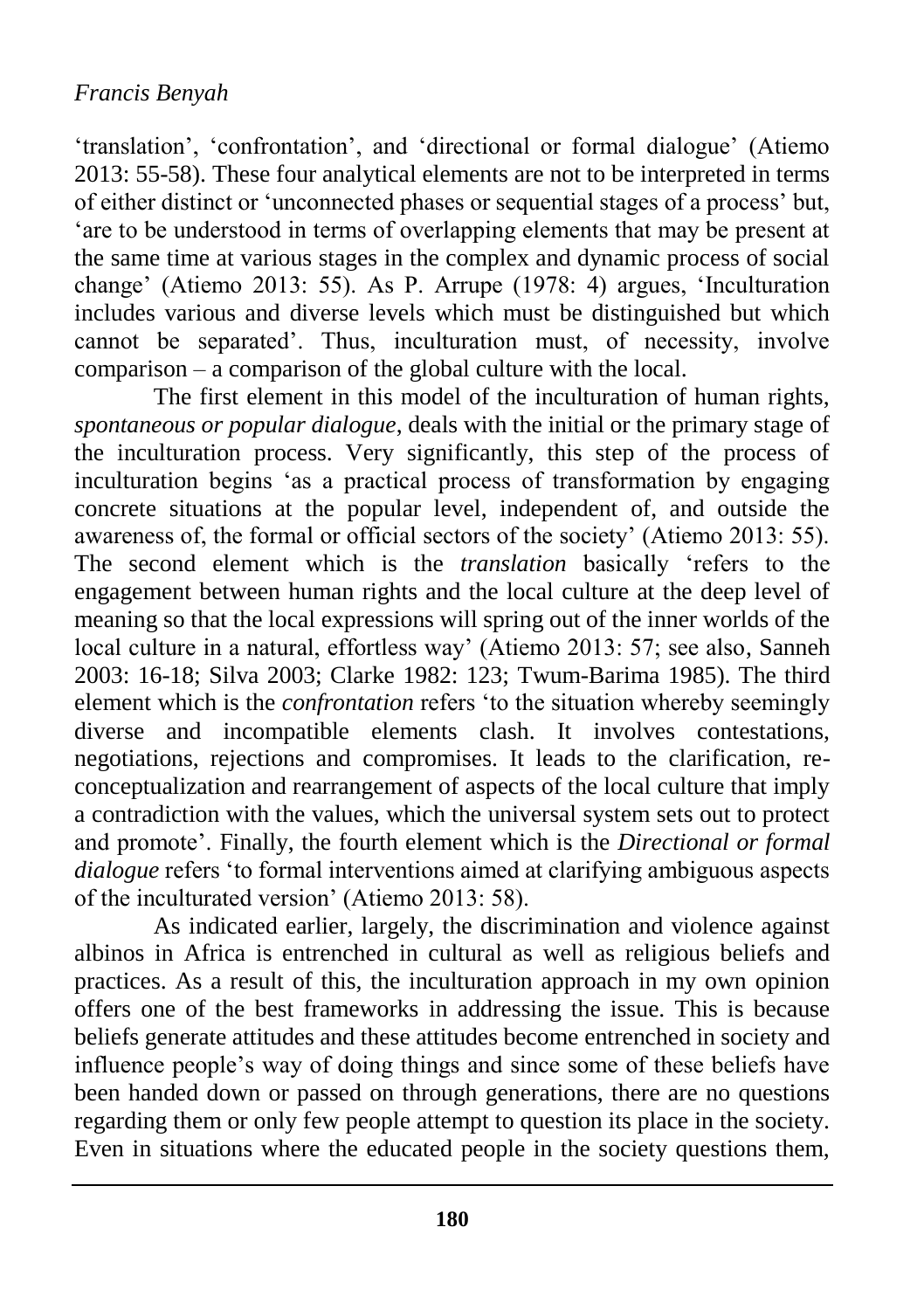'translation', 'confrontation', and 'directional or formal dialogue' (Atiemo 2013: 55-58). These four analytical elements are not to be interpreted in terms of either distinct or 'unconnected phases or sequential stages of a process' but, 'are to be understood in terms of overlapping elements that may be present at the same time at various stages in the complex and dynamic process of social change' (Atiemo 2013: 55). As P. Arrupe (1978: 4) argues, 'Inculturation includes various and diverse levels which must be distinguished but which cannot be separated'. Thus, inculturation must, of necessity, involve comparison – a comparison of the global culture with the local.

The first element in this model of the inculturation of human rights, *spontaneous or popular dialogue,* deals with the initial or the primary stage of the inculturation process. Very significantly, this step of the process of inculturation begins 'as a practical process of transformation by engaging concrete situations at the popular level, independent of, and outside the awareness of, the formal or official sectors of the society' (Atiemo 2013: 55). The second element which is the *translation* basically 'refers to the engagement between human rights and the local culture at the deep level of meaning so that the local expressions will spring out of the inner worlds of the local culture in a natural, effortless way' (Atiemo 2013: 57; see also, Sanneh 2003: 16-18; Silva 2003; Clarke 1982: 123; Twum-Barima 1985). The third element which is the *confrontation* refers 'to the situation whereby seemingly diverse and incompatible elements clash. It involves contestations, negotiations, rejections and compromises. It leads to the clarification, re-conceptualization and rearrangement of aspects of the local culture that imply a contradiction with the values, which the universal system sets out to protect and promote'. Finally, the fourth element which is the *Directional or formal dialogue* refers 'to formal interventions aimed at clarifying ambiguous aspects of the inculturated version' (Atiemo 2013: 58).

As indicated earlier, largely, the discrimination and violence against albinos in Africa is entrenched in cultural as well as religious beliefs and practices. As a result of this, the inculturation approach in my own opinion offers one of the best frameworks in addressing the issue. This is because beliefs generate attitudes and these attitudes become entrenched in society and influence people's way of doing things and since some of these beliefs have been handed down or passed on through generations, there are no questions regarding them or only few people attempt to question its place in the society. Even in situations where the educated people in the society questions them,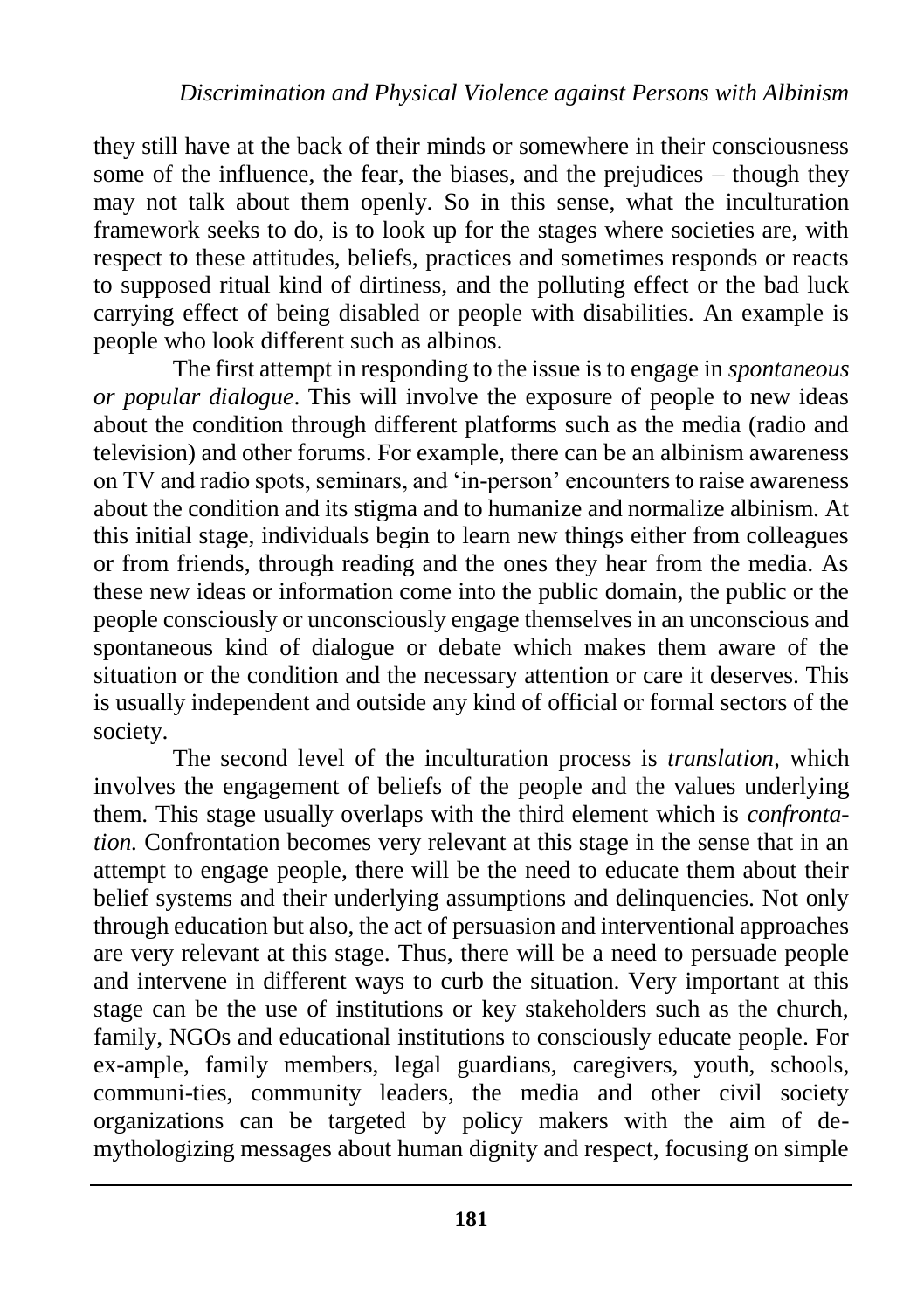they still have at the back of their minds or somewhere in their consciousness some of the influence, the fear, the biases, and the prejudices – though they may not talk about them openly. So in this sense, what the inculturation framework seeks to do, is to look up for the stages where societies are, with respect to these attitudes, beliefs, practices and sometimes responds or reacts to supposed ritual kind of dirtiness, and the polluting effect or the bad luck carrying effect of being disabled or people with disabilities. An example is people who look different such as albinos.

The first attempt in responding to the issue is to engage in *spontaneous or popular dialogue*. This will involve the exposure of people to new ideas about the condition through different platforms such as the media (radio and television) and other forums. For example, there can be an albinism awareness on TV and radio spots, seminars, and 'in-person' encounters to raise awareness about the condition and its stigma and to humanize and normalize albinism. At this initial stage, individuals begin to learn new things either from colleagues or from friends, through reading and the ones they hear from the media. As these new ideas or information come into the public domain, the public or the people consciously or unconsciously engage themselves in an unconscious and spontaneous kind of dialogue or debate which makes them aware of the situation or the condition and the necessary attention or care it deserves. This is usually independent and outside any kind of official or formal sectors of the society.

The second level of the inculturation process is *translation,* which involves the engagement of beliefs of the people and the values underlying them. This stage usually overlaps with the third element which is *confrontation.* Confrontation becomes very relevant at this stage in the sense that in an attempt to engage people, there will be the need to educate them about their belief systems and their underlying assumptions and delinquencies. Not only through education but also, the act of persuasion and interventional approaches are very relevant at this stage. Thus, there will be a need to persuade people and intervene in different ways to curb the situation. Very important at this stage can be the use of institutions or key stakeholders such as the church, family, NGOs and educational institutions to consciously educate people. For ex-ample, family members, legal guardians, caregivers, youth, schools, communi-ties, community leaders, the media and other civil society organizations can be targeted by policy makers with the aim of de-mythologizing messages about human dignity and respect, focusing on simple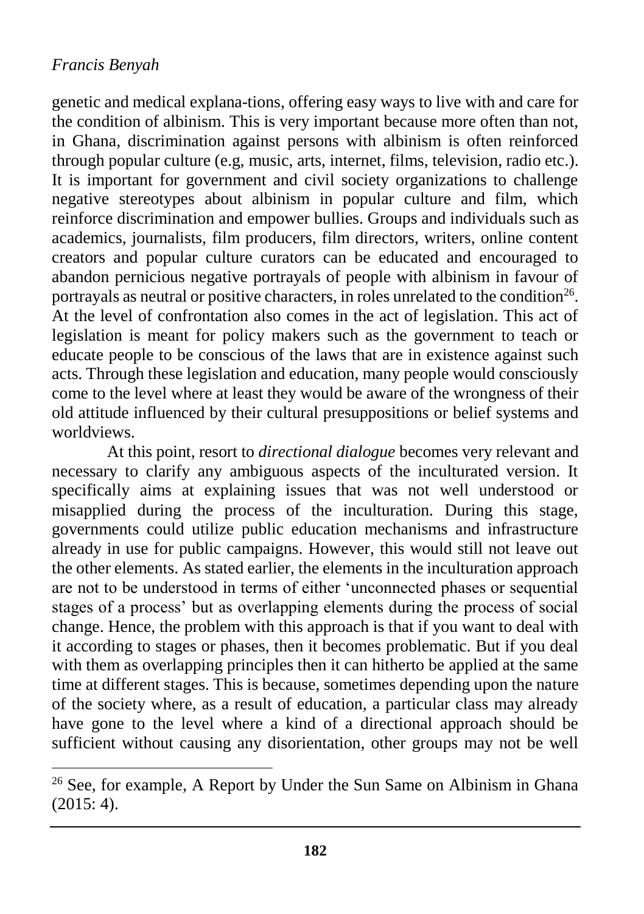genetic and medical explana-tions, offering easy ways to live with and care for the condition of albinism. This is very important because more often than not, in Ghana, discrimination against persons with albinism is often reinforced through popular culture (e.g, music, arts, internet, films, television, radio etc.). It is important for government and civil society organizations to challenge negative stereotypes about albinism in popular culture and film, which reinforce discrimination and empower bullies. Groups and individuals such as academics, journalists, film producers, film directors, writers, online content creators and popular culture curators can be educated and encouraged to abandon pernicious negative portrayals of people with albinism in favour of portrayals as neutral or positive characters, in roles unrelated to the condition[26]. At the level of confrontation also comes in the act of legislation. This act of legislation is meant for policy makers such as the government to teach or educate people to be conscious of the laws that are in existence against such acts. Through these legislation and education, many people would consciously come to the level where at least they would be aware of the wrongness of their old attitude influenced by their cultural presuppositions or belief systems and worldviews.

At this point, resort to *directional dialogue* becomes very relevant and necessary to clarify any ambiguous aspects of the inculturated version. It specifically aims at explaining issues that was not well understood or misapplied during the process of the inculturation. During this stage, governments could utilize public education mechanisms and infrastructure already in use for public campaigns. However, this would still not leave out the other elements. As stated earlier, the elements in the inculturation approach are not to be understood in terms of either 'unconnected phases or sequential stages of a process' but as overlapping elements during the process of social change. Hence, the problem with this approach is that if you want to deal with it according to stages or phases, then it becomes problematic. But if you deal with them as overlapping principles then it can hitherto be applied at the same time at different stages. This is because, sometimes depending upon the nature of the society where, as a result of education, a particular class may already have gone to the level where a kind of a directional approach should be sufficient without causing any disorientation, other groups may not be well

---

[26] See, for example, A Report by Under the Sun Same on Albinism in Ghana (2015: 4).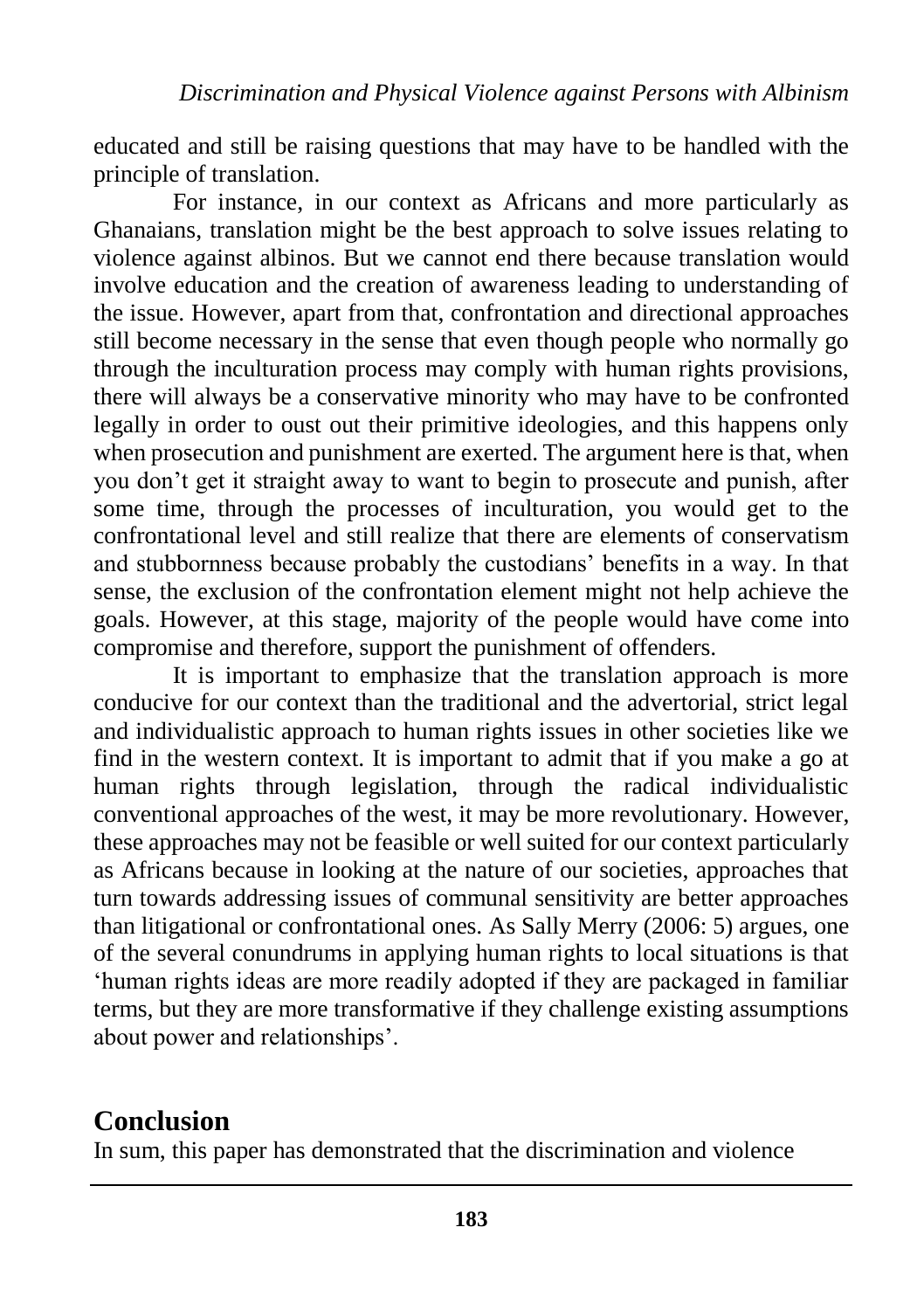educated and still be raising questions that may have to be handled with the principle of translation.

For instance, in our context as Africans and more particularly as Ghanaians, translation might be the best approach to solve issues relating to violence against albinos. But we cannot end there because translation would involve education and the creation of awareness leading to understanding of the issue. However, apart from that, confrontation and directional approaches still become necessary in the sense that even though people who normally go through the inculturation process may comply with human rights provisions, there will always be a conservative minority who may have to be confronted legally in order to oust out their primitive ideologies, and this happens only when prosecution and punishment are exerted. The argument here is that, when you don't get it straight away to want to begin to prosecute and punish, after some time, through the processes of inculturation, you would get to the confrontational level and still realize that there are elements of conservatism and stubbornness because probably the custodians' benefits in a way. In that sense, the exclusion of the confrontation element might not help achieve the goals. However, at this stage, majority of the people would have come into compromise and therefore, support the punishment of offenders.

It is important to emphasize that the translation approach is more conducive for our context than the traditional and the advertorial, strict legal and individualistic approach to human rights issues in other societies like we find in the western context. It is important to admit that if you make a go at human rights through legislation, through the radical individualistic conventional approaches of the west, it may be more revolutionary. However, these approaches may not be feasible or well suited for our context particularly as Africans because in looking at the nature of our societies, approaches that turn towards addressing issues of communal sensitivity are better approaches than litigational or confrontational ones. As Sally Merry (2006: 5) argues, one of the several conundrums in applying human rights to local situations is that 'human rights ideas are more readily adopted if they are packaged in familiar terms, but they are more transformative if they challenge existing assumptions about power and relationships'.

## Conclusion

In sum, this paper has demonstrated that the discrimination and violence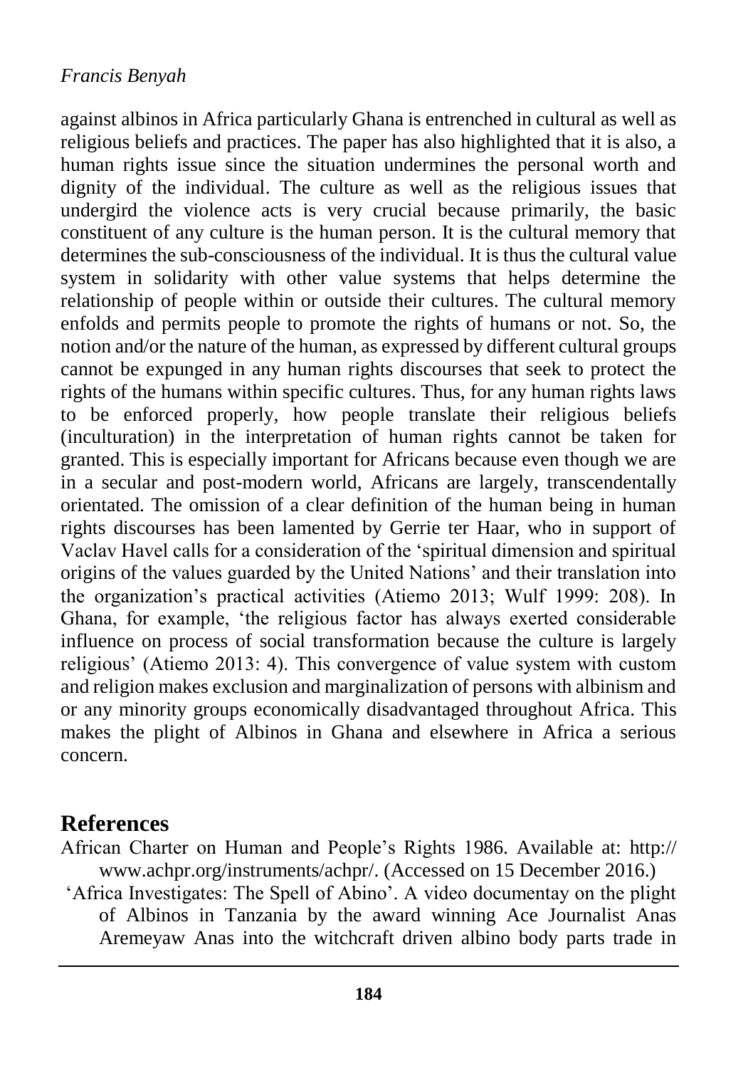against albinos in Africa particularly Ghana is entrenched in cultural as well as religious beliefs and practices. The paper has also highlighted that it is also, a human rights issue since the situation undermines the personal worth and dignity of the individual. The culture as well as the religious issues that undergird the violence acts is very crucial because primarily, the basic constituent of any culture is the human person. It is the cultural memory that determines the sub-consciousness of the individual. It is thus the cultural value system in solidarity with other value systems that helps determine the relationship of people within or outside their cultures. The cultural memory enfolds and permits people to promote the rights of humans or not. So, the notion and/or the nature of the human, as expressed by different cultural groups cannot be expunged in any human rights discourses that seek to protect the rights of the humans within specific cultures. Thus, for any human rights laws to be enforced properly, how people translate their religious beliefs (inculturation) in the interpretation of human rights cannot be taken for granted. This is especially important for Africans because even though we are in a secular and post-modern world, Africans are largely, transcendentally orientated. The omission of a clear definition of the human being in human rights discourses has been lamented by Gerrie ter Haar, who in support of Vaclav Havel calls for a consideration of the 'spiritual dimension and spiritual origins of the values guarded by the United Nations' and their translation into the organization's practical activities (Atiemo 2013; Wulf 1999: 208). In Ghana, for example, 'the religious factor has always exerted considerable influence on process of social transformation because the culture is largely religious' (Atiemo 2013: 4). This convergence of value system with custom and religion makes exclusion and marginalization of persons with albinism and or any minority groups economically disadvantaged throughout Africa. This makes the plight of Albinos in Ghana and elsewhere in Africa a serious concern.

## References

African Charter on Human and People's Rights 1986. Available at: http:// www.achpr.org/instruments/achpr/. (Accessed on 15 December 2016.)

'Africa Investigates: The Spell of Abino'. A video documentay on the plight of Albinos in Tanzania by the award winning Ace Journalist Anas Aremeyaw Anas into the witchcraft driven albino body parts trade in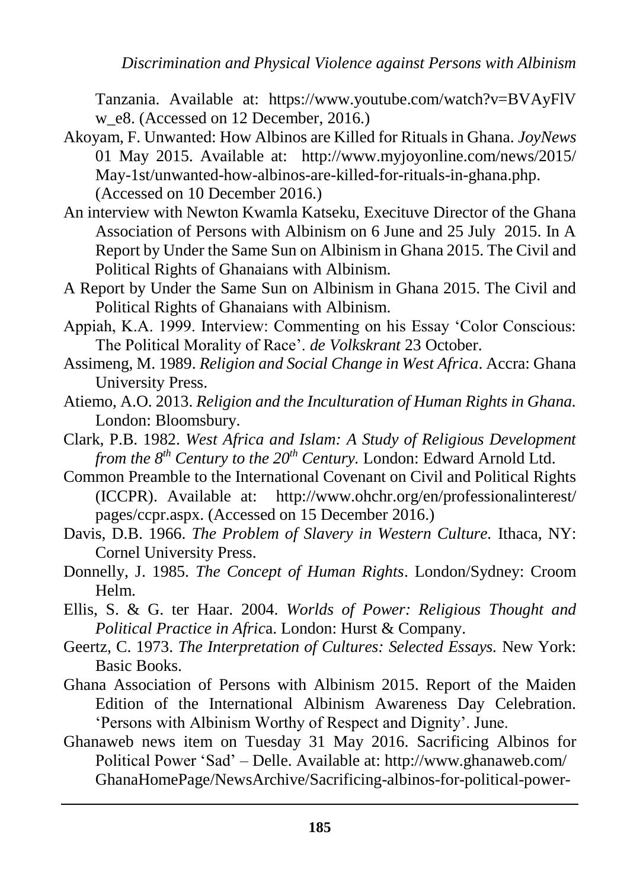Tanzania. Available at: https://www.youtube.com/watch?v=BVAyFlVw_e8. (Accessed on 12 December, 2016.)

Akoyam, F. Unwanted: How Albinos are Killed for Rituals in Ghana. *JoyNews* 01 May 2015. Available at: http://www.myjoyonline.com/news/2015/May-1st/unwanted-how-albinos-are-killed-for-rituals-in-ghana.php. (Accessed on 10 December 2016.)

An interview with Newton Kwamla Katseku, Executuve Director of the Ghana Association of Persons with Albinism on 6 June and 25 July 2015. In A Report by Under the Same Sun on Albinism in Ghana 2015. The Civil and Political Rights of Ghanaians with Albinism.

A Report by Under the Same Sun on Albinism in Ghana 2015. The Civil and Political Rights of Ghanaians with Albinism.

Appiah, K.A. 1999. Interview: Commenting on his Essay 'Color Conscious: The Political Morality of Race'. *de Volkskrant* 23 October.

Assimeng, M. 1989. *Religion and Social Change in West Africa*. Accra: Ghana University Press.

Atiemo, A.O. 2013. *Religion and the Inculturation of Human Rights in Ghana.* London: Bloomsbury.

Clark, P.B. 1982. *West Africa and Islam: A Study of Religious Development from the 8th Century to the 20th Century.* London: Edward Arnold Ltd.

Common Preamble to the International Covenant on Civil and Political Rights (ICCPR). Available at: http://www.ohchr.org/en/professionalinterest/pages/ccpr.aspx. (Accessed on 15 December 2016.)

Davis, D.B. 1966. *The Problem of Slavery in Western Culture.* Ithaca, NY: Cornel University Press.

Donnelly, J. 1985. *The Concept of Human Rights*. London/Sydney: Croom Helm.

Ellis, S. & G. ter Haar. 2004. *Worlds of Power: Religious Thought and Political Practice in Africa*. London: Hurst & Company.

Geertz, C. 1973. *The Interpretation of Cultures: Selected Essays.* New York: Basic Books.

Ghana Association of Persons with Albinism 2015. Report of the Maiden Edition of the International Albinism Awareness Day Celebration. 'Persons with Albinism Worthy of Respect and Dignity'. June.

Ghanaweb news item on Tuesday 31 May 2016. Sacrificing Albinos for Political Power 'Sad' – Delle. Available at: http://www.ghanaweb.com/GhanaHomePage/NewsArchive/Sacrificing-albinos-for-political-power-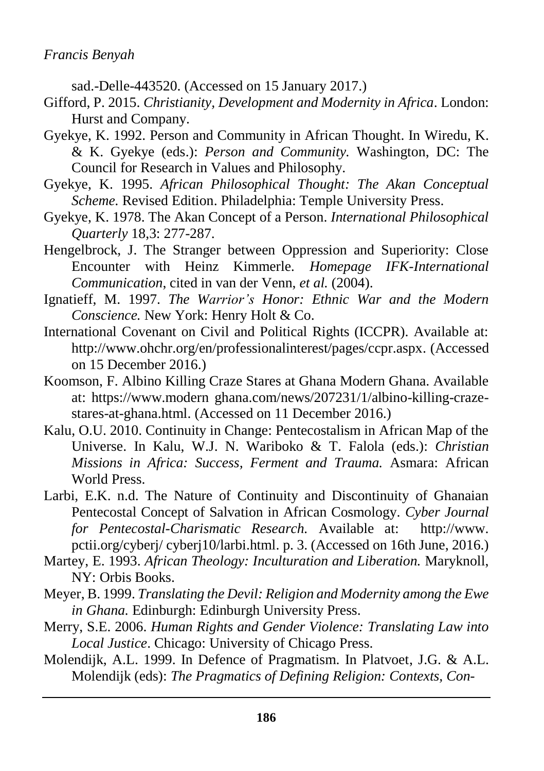sad.-Delle-443520. (Accessed on 15 January 2017.)

Gifford, P. 2015. *Christianity, Development and Modernity in Africa*. London: Hurst and Company.

Gyekye, K. 1992. Person and Community in African Thought. In Wiredu, K. & K. Gyekye (eds.): *Person and Community.* Washington, DC: The Council for Research in Values and Philosophy.

Gyekye, K. 1995. *African Philosophical Thought: The Akan Conceptual Scheme.* Revised Edition. Philadelphia: Temple University Press.

Gyekye, K. 1978. The Akan Concept of a Person. *International Philosophical Quarterly* 18,3: 277-287.

Hengelbrock, J. The Stranger between Oppression and Superiority: Close Encounter with Heinz Kimmerle. *Homepage IFK-International Communication*, cited in van der Venn, *et al.* (2004).

Ignatieff, M. 1997. *The Warrior's Honor: Ethnic War and the Modern Conscience.* New York: Henry Holt & Co.

International Covenant on Civil and Political Rights (ICCPR). Available at: http://www.ohchr.org/en/professionalinterest/pages/ccpr.aspx. (Accessed on 15 December 2016.)

Koomson, F. Albino Killing Craze Stares at Ghana Modern Ghana. Available at: https://www.modern ghana.com/news/207231/1/albino-killing-craze-stares-at-ghana.html. (Accessed on 11 December 2016.)

Kalu, O.U. 2010. Continuity in Change: Pentecostalism in African Map of the Universe. In Kalu, W.J. N. Wariboko & T. Falola (eds.): *Christian Missions in Africa: Success, Ferment and Trauma.* Asmara: African World Press.

Larbi, E.K. n.d. The Nature of Continuity and Discontinuity of Ghanaian Pentecostal Concept of Salvation in African Cosmology. *Cyber Journal for Pentecostal-Charismatic Research.* Available at: http://www. pctii.org/cyberj/ cyberj10/larbi.html. p. 3. (Accessed on 16th June, 2016.)

Martey, E. 1993. *African Theology: Inculturation and Liberation.* Maryknoll, NY: Orbis Books.

Meyer, B. 1999. *Translating the Devil: Religion and Modernity among the Ewe in Ghana.* Edinburgh: Edinburgh University Press.

Merry, S.E. 2006. *Human Rights and Gender Violence: Translating Law into Local Justice*. Chicago: University of Chicago Press.

Molendijk, A.L. 1999. In Defence of Pragmatism. In Platvoet, J.G. & A.L. Molendijk (eds): *The Pragmatics of Defining Religion: Contexts, Con-*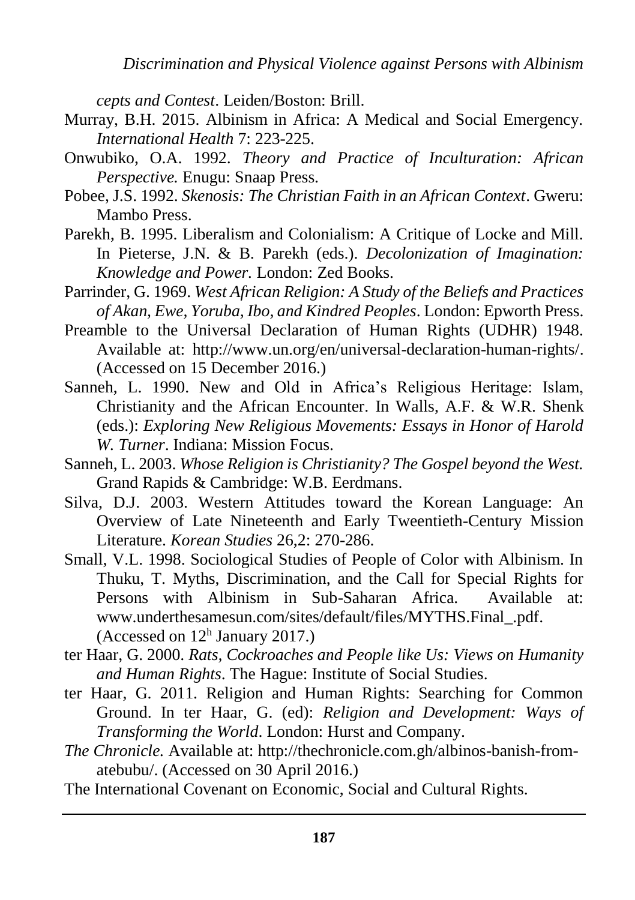*cepts and Contest*. Leiden/Boston: Brill.

Murray, B.H. 2015. Albinism in Africa: A Medical and Social Emergency. *International Health* 7: 223-225.

Onwubiko, O.A. 1992. *Theory and Practice of Inculturation: African Perspective.* Enugu: Snaap Press.

Pobee, J.S. 1992. *Skenosis: The Christian Faith in an African Context*. Gweru: Mambo Press.

Parekh, B. 1995. Liberalism and Colonialism: A Critique of Locke and Mill. In Pieterse, J.N. & B. Parekh (eds.). *Decolonization of Imagination: Knowledge and Power.* London: Zed Books.

Parrinder, G. 1969. *West African Religion: A Study of the Beliefs and Practices of Akan, Ewe, Yoruba, Ibo, and Kindred Peoples*. London: Epworth Press.

Preamble to the Universal Declaration of Human Rights (UDHR) 1948. Available at: http://www.un.org/en/universal-declaration-human-rights/. (Accessed on 15 December 2016.)

Sanneh, L. 1990. New and Old in Africa's Religious Heritage: Islam, Christianity and the African Encounter. In Walls, A.F. & W.R. Shenk (eds.): *Exploring New Religious Movements: Essays in Honor of Harold W. Turner*. Indiana: Mission Focus.

Sanneh, L. 2003. *Whose Religion is Christianity? The Gospel beyond the West.* Grand Rapids & Cambridge: W.B. Eerdmans.

Silva, D.J. 2003. Western Attitudes toward the Korean Language: An Overview of Late Nineteenth and Early Tweentieth-Century Mission Literature. *Korean Studies* 26,2: 270-286.

Small, V.L. 1998. Sociological Studies of People of Color with Albinism. In Thuku, T. Myths, Discrimination, and the Call for Special Rights for Persons with Albinism in Sub-Saharan Africa. Available at: www.underthesamesun.com/sites/default/files/MYTHS.Final_.pdf. (Accessed on 12h January 2017.)

ter Haar, G. 2000. *Rats, Cockroaches and People like Us: Views on Humanity and Human Rights*. The Hague: Institute of Social Studies.

ter Haar, G. 2011. Religion and Human Rights: Searching for Common Ground. In ter Haar, G. (ed): *Religion and Development: Ways of Transforming the World*. London: Hurst and Company.

*The Chronicle.* Available at: http://thechronicle.com.gh/albinos-banish-from-atebubu/. (Accessed on 30 April 2016.)

The International Covenant on Economic, Social and Cultural Rights.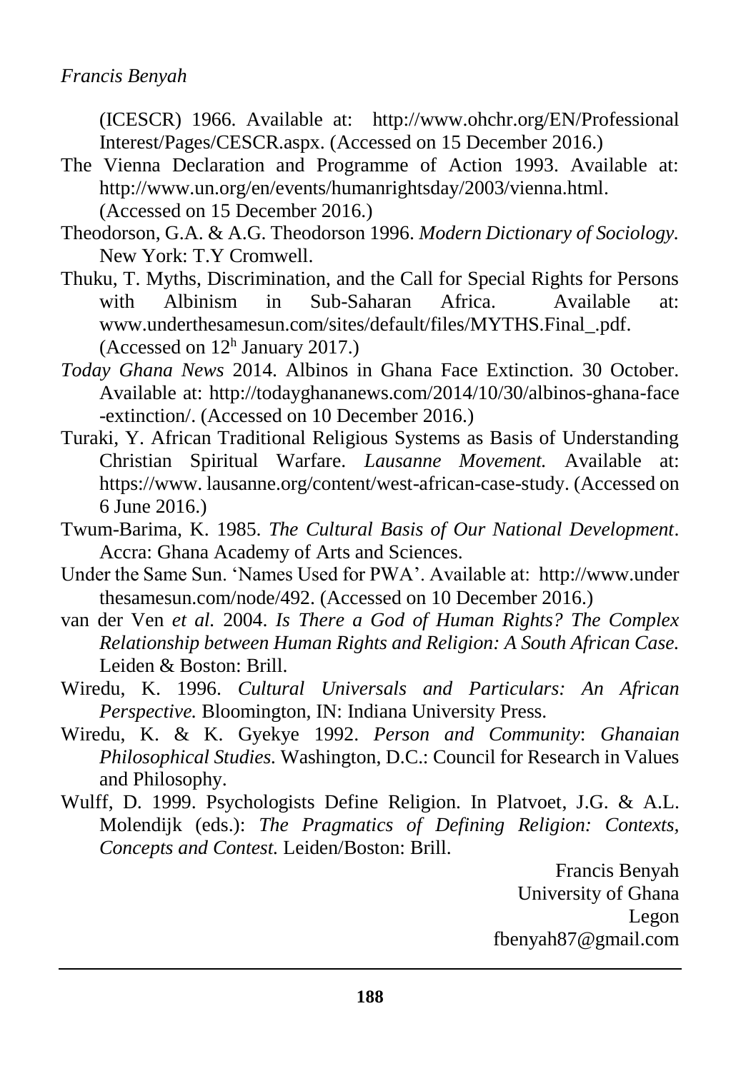(ICESCR) 1966. Available at: http://www.ohchr.org/EN/Professional Interest/Pages/CESCR.aspx. (Accessed on 15 December 2016.)

The Vienna Declaration and Programme of Action 1993. Available at: http://www.un.org/en/events/humanrightsday/2003/vienna.html. (Accessed on 15 December 2016.)

Theodorson, G.A. & A.G. Theodorson 1996. *Modern Dictionary of Sociology.* New York: T.Y Cromwell.

Thuku, T. Myths, Discrimination, and the Call for Special Rights for Persons with Albinism in Sub-Saharan Africa. Available at: www.underthesamesun.com/sites/default/files/MYTHS.Final_.pdf. (Accessed on 12h January 2017.)

*Today Ghana News* 2014. Albinos in Ghana Face Extinction. 30 October. Available at: http://todayghananews.com/2014/10/30/albinos-ghana-face -extinction/. (Accessed on 10 December 2016.)

Turaki, Y. African Traditional Religious Systems as Basis of Understanding Christian Spiritual Warfare. *Lausanne Movement.* Available at: https://www. lausanne.org/content/west-african-case-study. (Accessed on 6 June 2016.)

Twum-Barima, K. 1985. *The Cultural Basis of Our National Development*. Accra: Ghana Academy of Arts and Sciences.

Under the Same Sun. 'Names Used for PWA'. Available at: http://www.under thesamesun.com/node/492. (Accessed on 10 December 2016.)

van der Ven *et al.* 2004. *Is There a God of Human Rights? The Complex Relationship between Human Rights and Religion: A South African Case.* Leiden & Boston: Brill.

Wiredu, K. 1996. *Cultural Universals and Particulars: An African Perspective.* Bloomington, IN: Indiana University Press.

Wiredu, K. & K. Gyekye 1992. *Person and Community*: *Ghanaian Philosophical Studies.* Washington, D.C.: Council for Research in Values and Philosophy.

Wulff, D. 1999. Psychologists Define Religion. In Platvoet, J.G. & A.L. Molendijk (eds.): *The Pragmatics of Defining Religion: Contexts, Concepts and Contest.* Leiden/Boston: Brill.

Francis Benyah  
University of Ghana  
Legon  
fbenyah87@gmail.com